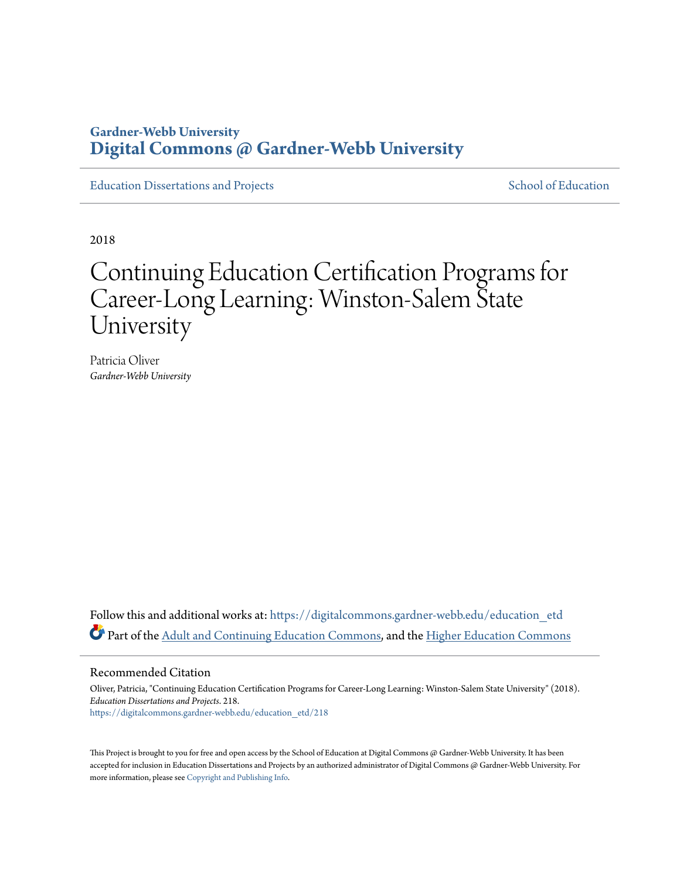Gardner-Webb University
**Digital Commons @ Gardner-Webb University**

Education Dissertations and Projects | School of Education

2018

# Continuing Education Certification Programs for Career-Long Learning: Winston-Salem State University

Patricia Oliver
*Gardner-Webb University*

Follow this and additional works at: https://digitalcommons.gardner-webb.edu/education_etd

Part of the Adult and Continuing Education Commons, and the Higher Education Commons

## Recommended Citation

Oliver, Patricia, "Continuing Education Certification Programs for Career-Long Learning: Winston-Salem State University" (2018). *Education Dissertations and Projects*. 218.
https://digitalcommons.gardner-webb.edu/education_etd/218

This Project is brought to you for free and open access by the School of Education at Digital Commons @ Gardner-Webb University. It has been accepted for inclusion in Education Dissertations and Projects by an authorized administrator of Digital Commons @ Gardner-Webb University. For more information, please see Copyright and Publishing Info.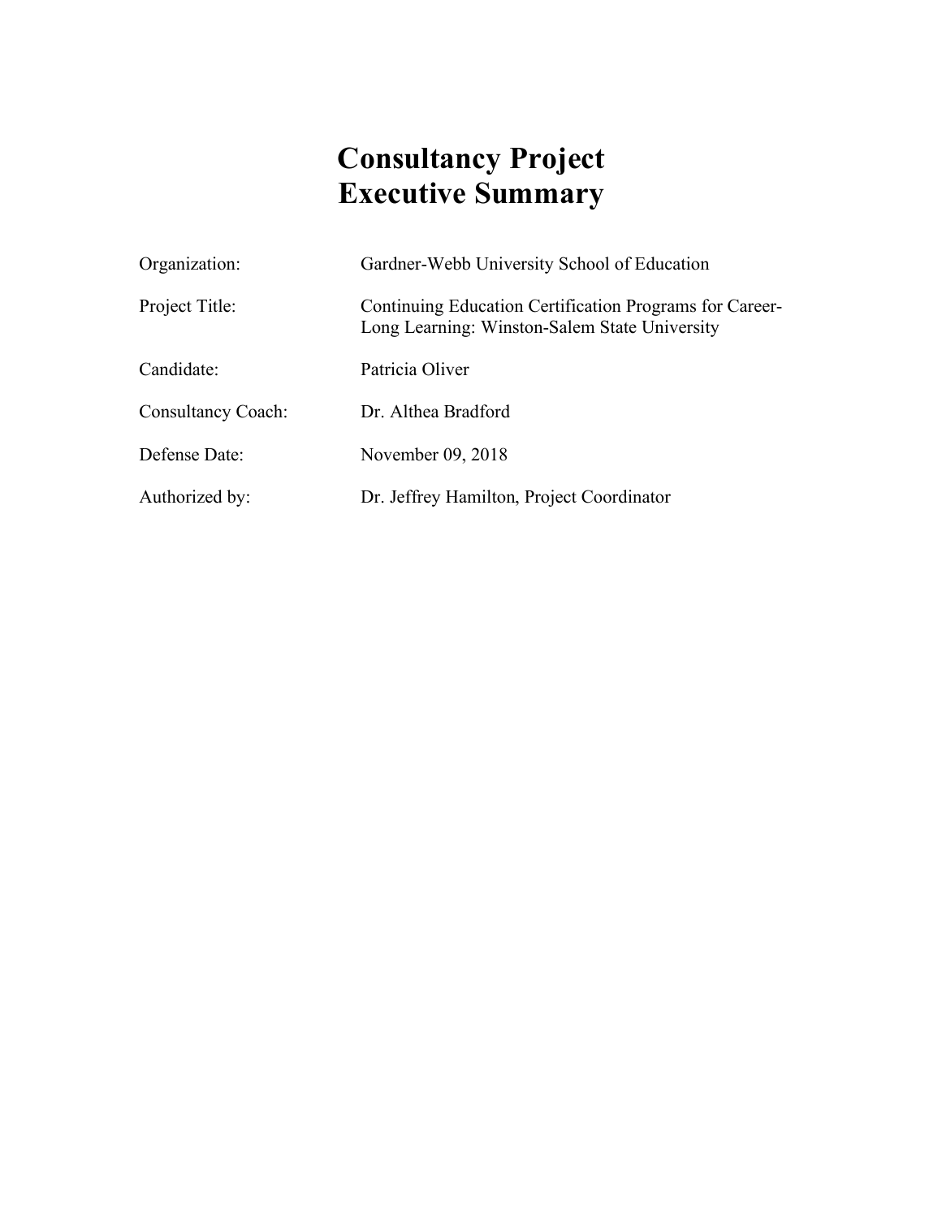# Consultancy Project Executive Summary

| | |
|---|---|
| Organization: | Gardner-Webb University School of Education |
| Project Title: | Continuing Education Certification Programs for Career-Long Learning: Winston-Salem State University |
| Candidate: | Patricia Oliver |
| Consultancy Coach: | Dr. Althea Bradford |
| Defense Date: | November 09, 2018 |
| Authorized by: | Dr. Jeffrey Hamilton, Project Coordinator |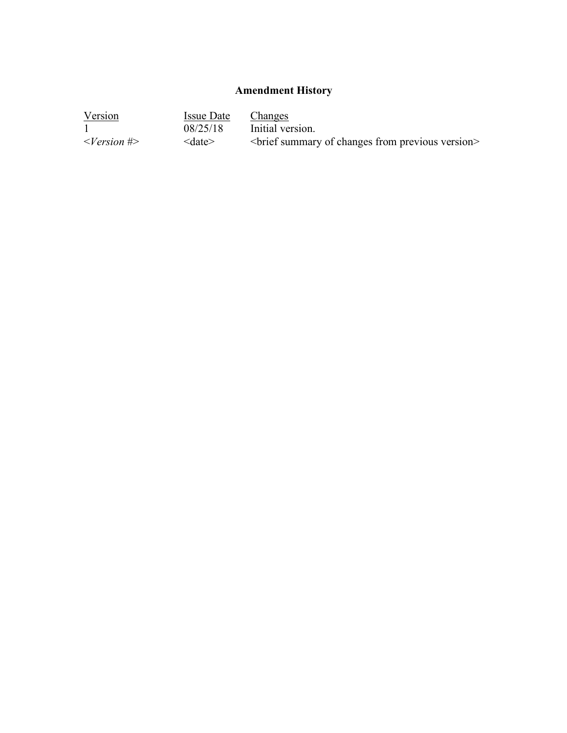## Amendment History

| Version | Issue Date | Changes |
| --- | --- | --- |
| 1 | 08/25/18 | Initial version. |
| <*Version #*> | <date> | <brief summary of changes from previous version> |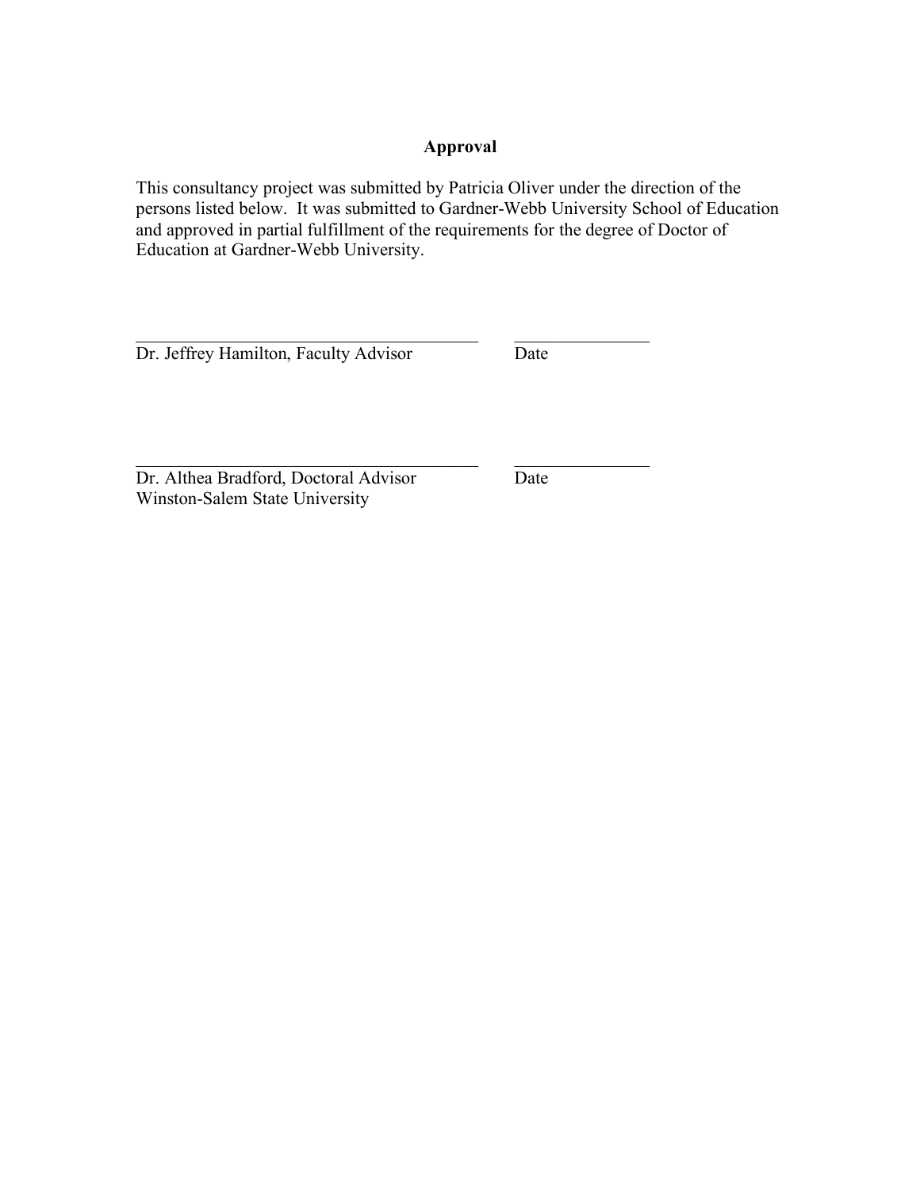## Approval

This consultancy project was submitted by Patricia Oliver under the direction of the persons listed below. It was submitted to Gardner-Webb University School of Education and approved in partial fulfillment of the requirements for the degree of Doctor of Education at Gardner-Webb University.

\_\_\_\_\_\_\_\_\_\_\_\_\_\_\_\_\_\_\_\_\_\_\_\_\_\_\_\_\_\_\_\_\_\_\_\_\_\_\_\_ \_\_\_\_\_\_\_\_\_\_\_\_\_\_\_\_  
Dr. Jeffrey Hamilton, Faculty Advisor Date

\_\_\_\_\_\_\_\_\_\_\_\_\_\_\_\_\_\_\_\_\_\_\_\_\_\_\_\_\_\_\_\_\_\_\_\_\_\_\_\_ \_\_\_\_\_\_\_\_\_\_\_\_\_\_\_\_  
Dr. Althea Bradford, Doctoral Advisor Date  
Winston-Salem State University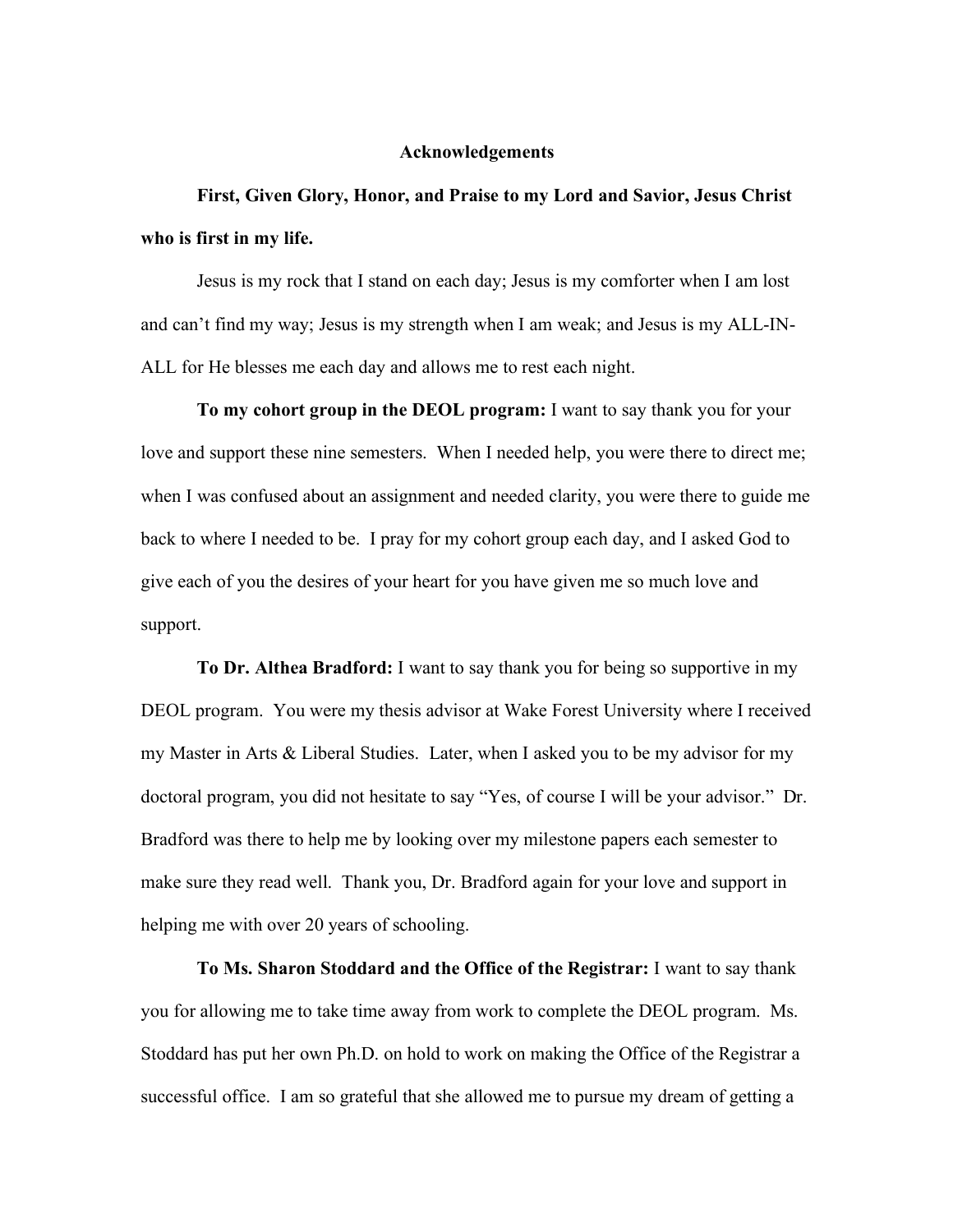# Acknowledgements

**First, Given Glory, Honor, and Praise to my Lord and Savior, Jesus Christ who is first in my life.**

Jesus is my rock that I stand on each day; Jesus is my comforter when I am lost and can't find my way; Jesus is my strength when I am weak; and Jesus is my ALL-IN-ALL for He blesses me each day and allows me to rest each night.

**To my cohort group in the DEOL program:** I want to say thank you for your love and support these nine semesters. When I needed help, you were there to direct me; when I was confused about an assignment and needed clarity, you were there to guide me back to where I needed to be. I pray for my cohort group each day, and I asked God to give each of you the desires of your heart for you have given me so much love and support.

**To Dr. Althea Bradford:** I want to say thank you for being so supportive in my DEOL program. You were my thesis advisor at Wake Forest University where I received my Master in Arts & Liberal Studies. Later, when I asked you to be my advisor for my doctoral program, you did not hesitate to say "Yes, of course I will be your advisor." Dr. Bradford was there to help me by looking over my milestone papers each semester to make sure they read well. Thank you, Dr. Bradford again for your love and support in helping me with over 20 years of schooling.

**To Ms. Sharon Stoddard and the Office of the Registrar:** I want to say thank you for allowing me to take time away from work to complete the DEOL program. Ms. Stoddard has put her own Ph.D. on hold to work on making the Office of the Registrar a successful office. I am so grateful that she allowed me to pursue my dream of getting a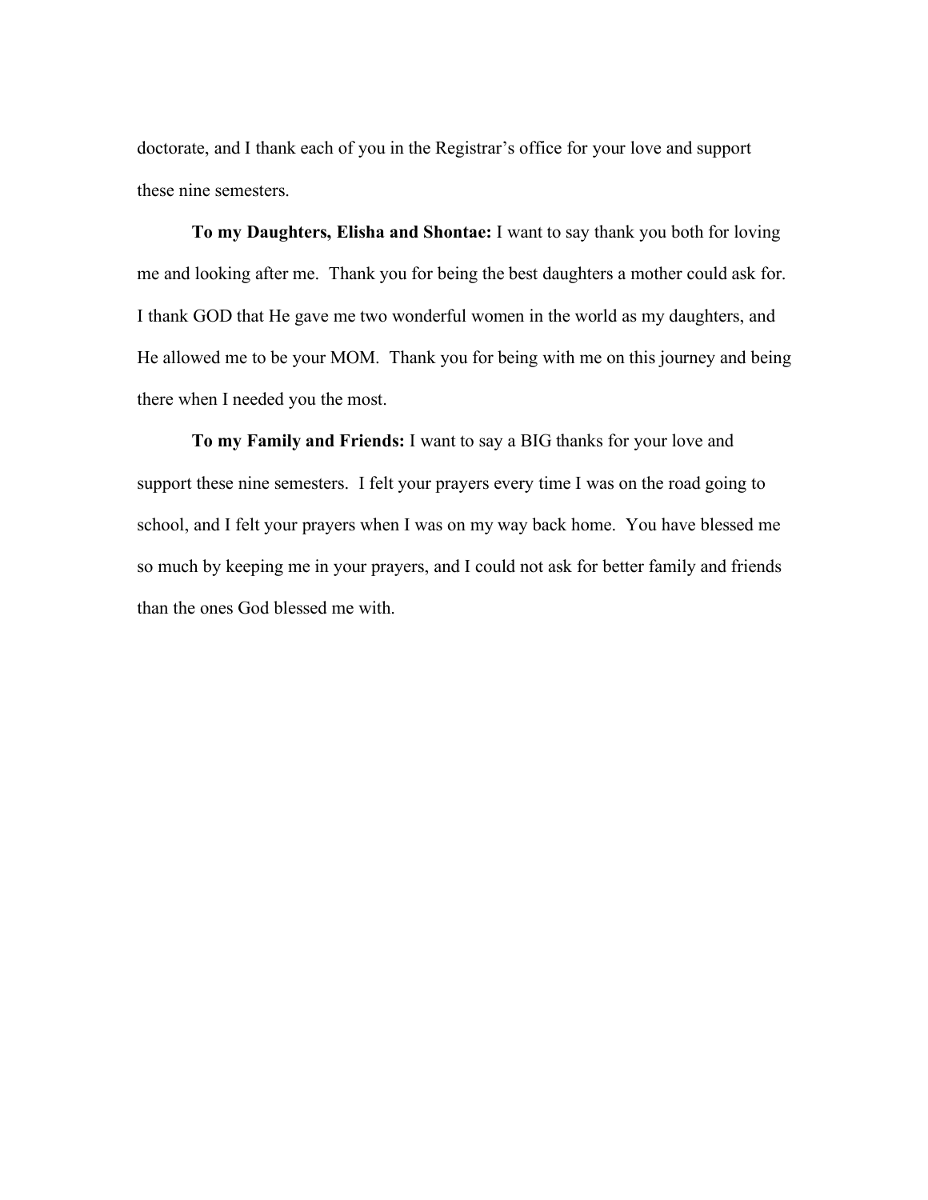doctorate, and I thank each of you in the Registrar's office for your love and support these nine semesters.

**To my Daughters, Elisha and Shontae:** I want to say thank you both for loving me and looking after me. Thank you for being the best daughters a mother could ask for. I thank GOD that He gave me two wonderful women in the world as my daughters, and He allowed me to be your MOM. Thank you for being with me on this journey and being there when I needed you the most.

**To my Family and Friends:** I want to say a BIG thanks for your love and support these nine semesters. I felt your prayers every time I was on the road going to school, and I felt your prayers when I was on my way back home. You have blessed me so much by keeping me in your prayers, and I could not ask for better family and friends than the ones God blessed me with.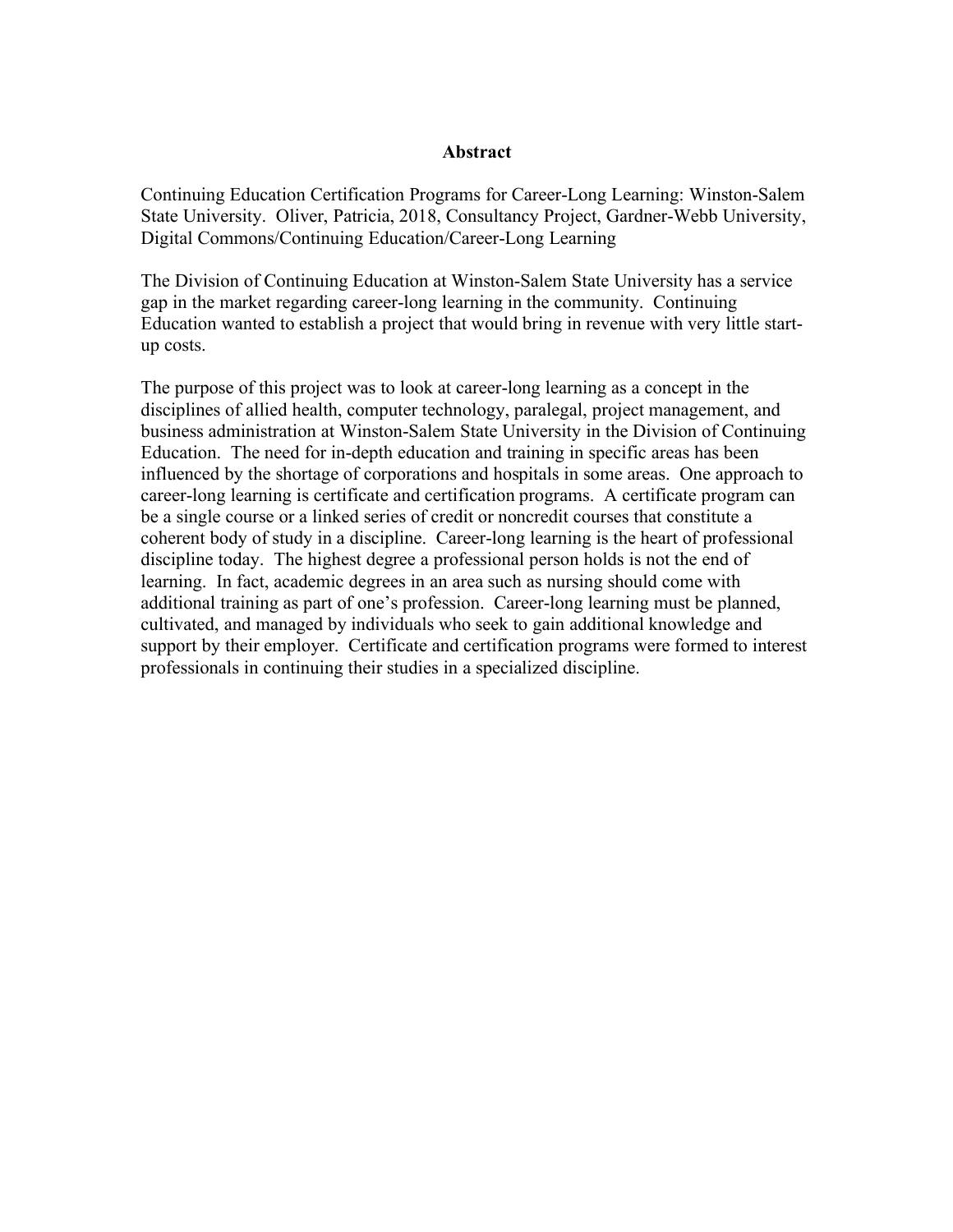# Abstract

Continuing Education Certification Programs for Career-Long Learning: Winston-Salem State University. Oliver, Patricia, 2018, Consultancy Project, Gardner-Webb University, Digital Commons/Continuing Education/Career-Long Learning

The Division of Continuing Education at Winston-Salem State University has a service gap in the market regarding career-long learning in the community. Continuing Education wanted to establish a project that would bring in revenue with very little start-up costs.

The purpose of this project was to look at career-long learning as a concept in the disciplines of allied health, computer technology, paralegal, project management, and business administration at Winston-Salem State University in the Division of Continuing Education. The need for in-depth education and training in specific areas has been influenced by the shortage of corporations and hospitals in some areas. One approach to career-long learning is certificate and certification programs. A certificate program can be a single course or a linked series of credit or noncredit courses that constitute a coherent body of study in a discipline. Career-long learning is the heart of professional discipline today. The highest degree a professional person holds is not the end of learning. In fact, academic degrees in an area such as nursing should come with additional training as part of one's profession. Career-long learning must be planned, cultivated, and managed by individuals who seek to gain additional knowledge and support by their employer. Certificate and certification programs were formed to interest professionals in continuing their studies in a specialized discipline.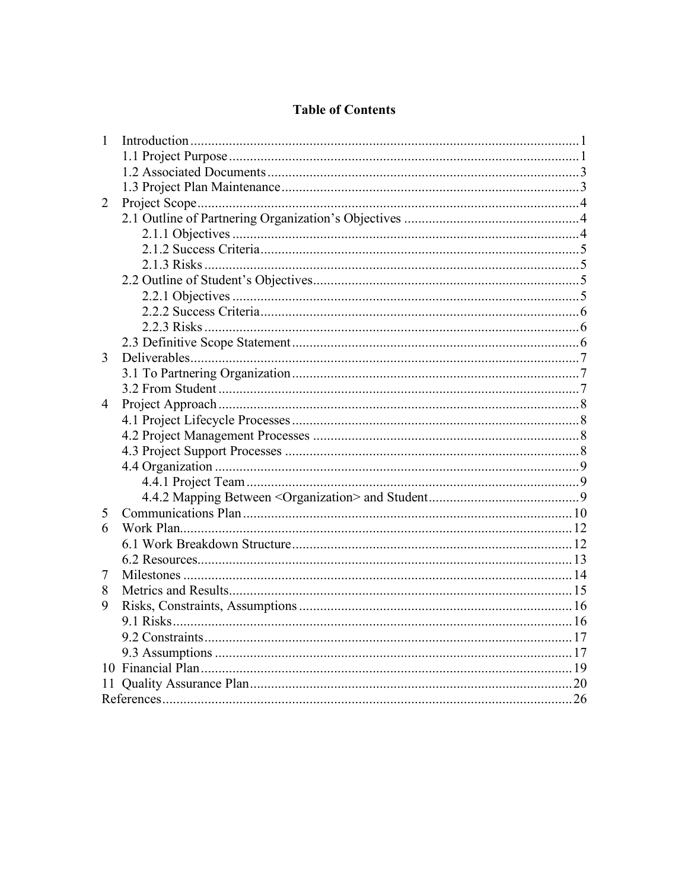# Table of Contents

1 Introduction ..... 1
   1.1 Project Purpose ..... 1
   1.2 Associated Documents ..... 3
   1.3 Project Plan Maintenance ..... 3
2 Project Scope ..... 4
   2.1 Outline of Partnering Organization's Objectives ..... 4
      2.1.1 Objectives ..... 4
      2.1.2 Success Criteria ..... 5
      2.1.3 Risks ..... 5
   2.2 Outline of Student's Objectives ..... 5
      2.2.1 Objectives ..... 5
      2.2.2 Success Criteria ..... 6
      2.2.3 Risks ..... 6
   2.3 Definitive Scope Statement ..... 6
3 Deliverables ..... 7
   3.1 To Partnering Organization ..... 7
   3.2 From Student ..... 7
4 Project Approach ..... 8
   4.1 Project Lifecycle Processes ..... 8
   4.2 Project Management Processes ..... 8
   4.3 Project Support Processes ..... 8
   4.4 Organization ..... 9
      4.4.1 Project Team ..... 9
      4.4.2 Mapping Between <Organization> and Student ..... 9
5 Communications Plan ..... 10
6 Work Plan ..... 12
   6.1 Work Breakdown Structure ..... 12
   6.2 Resources ..... 13
7 Milestones ..... 14
8 Metrics and Results ..... 15
9 Risks, Constraints, Assumptions ..... 16
   9.1 Risks ..... 16
   9.2 Constraints ..... 17
   9.3 Assumptions ..... 17
10 Financial Plan ..... 19
11 Quality Assurance Plan ..... 20
References ..... 26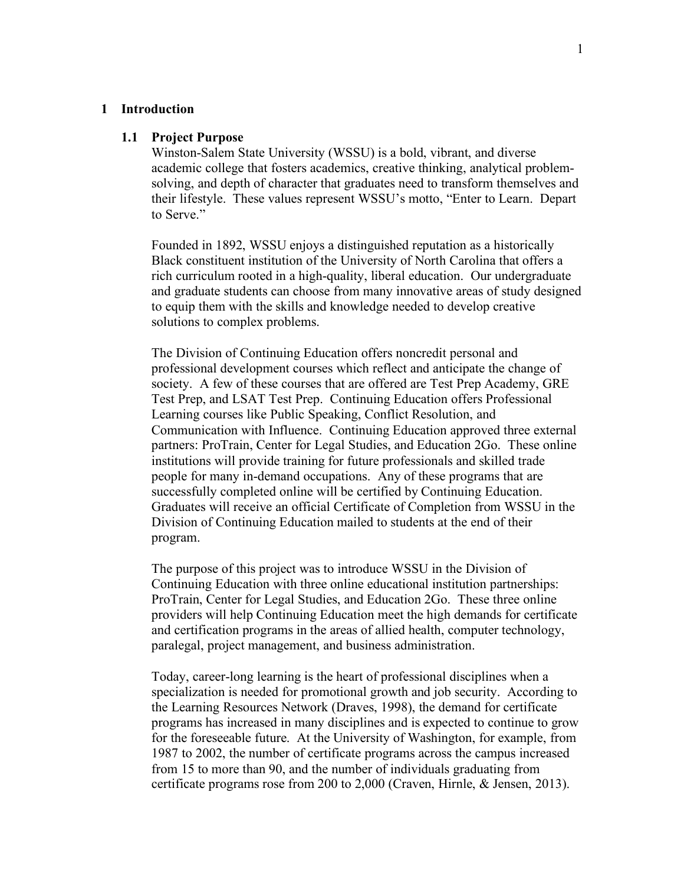# 1 Introduction

## 1.1 Project Purpose

Winston-Salem State University (WSSU) is a bold, vibrant, and diverse academic college that fosters academics, creative thinking, analytical problem-solving, and depth of character that graduates need to transform themselves and their lifestyle. These values represent WSSU's motto, "Enter to Learn. Depart to Serve."

Founded in 1892, WSSU enjoys a distinguished reputation as a historically Black constituent institution of the University of North Carolina that offers a rich curriculum rooted in a high-quality, liberal education. Our undergraduate and graduate students can choose from many innovative areas of study designed to equip them with the skills and knowledge needed to develop creative solutions to complex problems.

The Division of Continuing Education offers noncredit personal and professional development courses which reflect and anticipate the change of society. A few of these courses that are offered are Test Prep Academy, GRE Test Prep, and LSAT Test Prep. Continuing Education offers Professional Learning courses like Public Speaking, Conflict Resolution, and Communication with Influence. Continuing Education approved three external partners: ProTrain, Center for Legal Studies, and Education 2Go. These online institutions will provide training for future professionals and skilled trade people for many in-demand occupations. Any of these programs that are successfully completed online will be certified by Continuing Education. Graduates will receive an official Certificate of Completion from WSSU in the Division of Continuing Education mailed to students at the end of their program.

The purpose of this project was to introduce WSSU in the Division of Continuing Education with three online educational institution partnerships: ProTrain, Center for Legal Studies, and Education 2Go. These three online providers will help Continuing Education meet the high demands for certificate and certification programs in the areas of allied health, computer technology, paralegal, project management, and business administration.

Today, career-long learning is the heart of professional disciplines when a specialization is needed for promotional growth and job security. According to the Learning Resources Network (Draves, 1998), the demand for certificate programs has increased in many disciplines and is expected to continue to grow for the foreseeable future. At the University of Washington, for example, from 1987 to 2002, the number of certificate programs across the campus increased from 15 to more than 90, and the number of individuals graduating from certificate programs rose from 200 to 2,000 (Craven, Hirnle, & Jensen, 2013).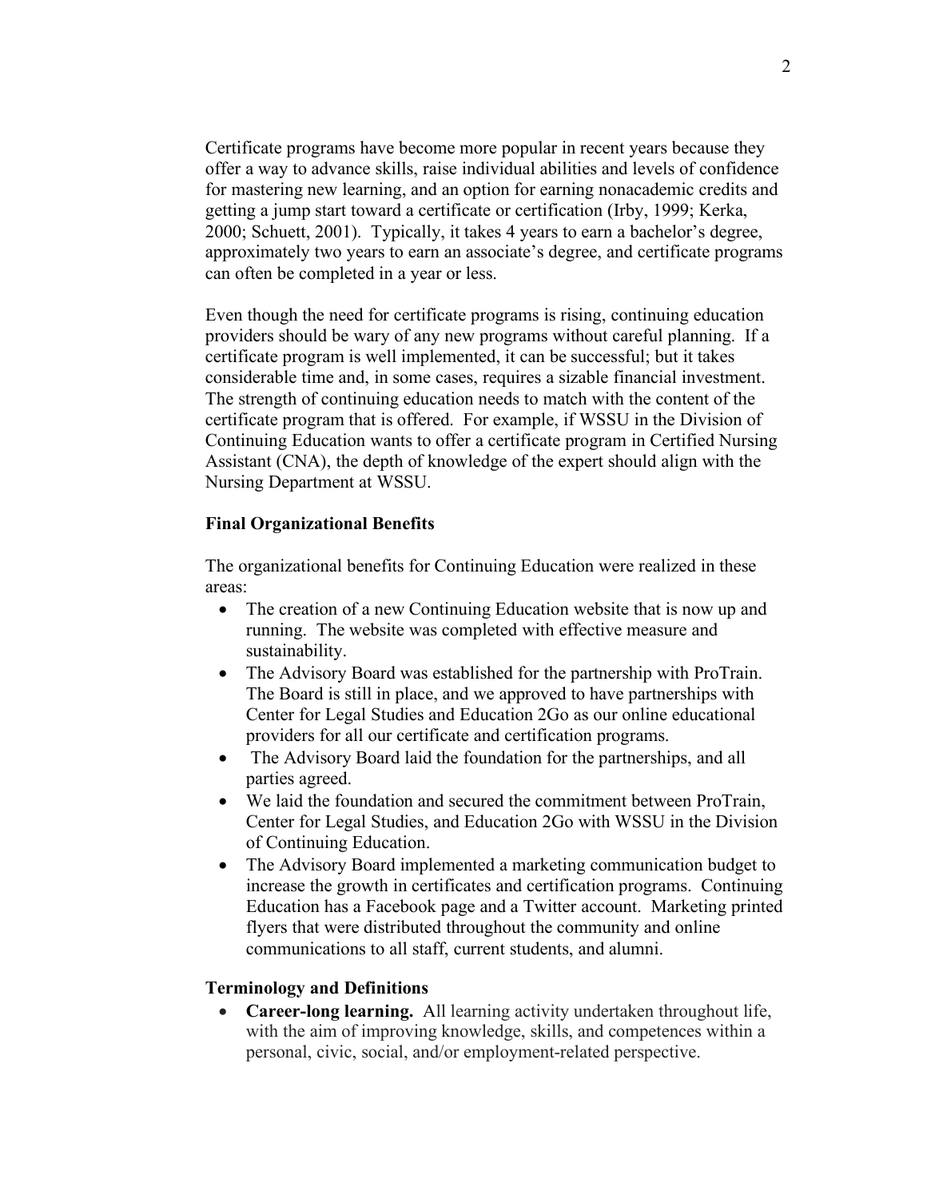Certificate programs have become more popular in recent years because they offer a way to advance skills, raise individual abilities and levels of confidence for mastering new learning, and an option for earning nonacademic credits and getting a jump start toward a certificate or certification (Irby, 1999; Kerka, 2000; Schuett, 2001). Typically, it takes 4 years to earn a bachelor's degree, approximately two years to earn an associate's degree, and certificate programs can often be completed in a year or less.

Even though the need for certificate programs is rising, continuing education providers should be wary of any new programs without careful planning. If a certificate program is well implemented, it can be successful; but it takes considerable time and, in some cases, requires a sizable financial investment. The strength of continuing education needs to match with the content of the certificate program that is offered. For example, if WSSU in the Division of Continuing Education wants to offer a certificate program in Certified Nursing Assistant (CNA), the depth of knowledge of the expert should align with the Nursing Department at WSSU.

**Final Organizational Benefits**

The organizational benefits for Continuing Education were realized in these areas:

- The creation of a new Continuing Education website that is now up and running. The website was completed with effective measure and sustainability.
- The Advisory Board was established for the partnership with ProTrain. The Board is still in place, and we approved to have partnerships with Center for Legal Studies and Education 2Go as our online educational providers for all our certificate and certification programs.
- The Advisory Board laid the foundation for the partnerships, and all parties agreed.
- We laid the foundation and secured the commitment between ProTrain, Center for Legal Studies, and Education 2Go with WSSU in the Division of Continuing Education.
- The Advisory Board implemented a marketing communication budget to increase the growth in certificates and certification programs. Continuing Education has a Facebook page and a Twitter account. Marketing printed flyers that were distributed throughout the community and online communications to all staff, current students, and alumni.

**Terminology and Definitions**

- **Career-long learning.** All learning activity undertaken throughout life, with the aim of improving knowledge, skills, and competences within a personal, civic, social, and/or employment-related perspective.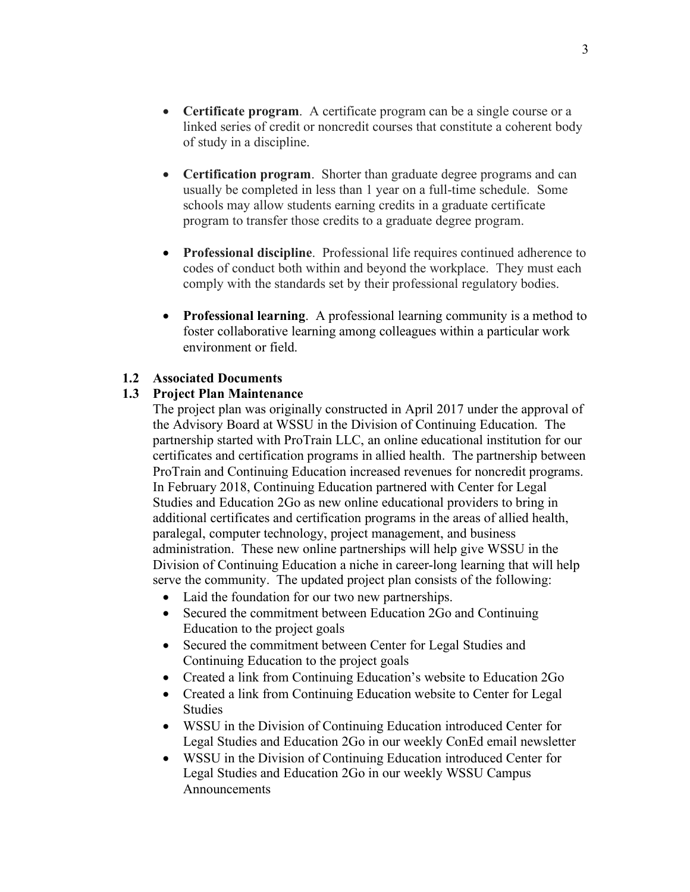- **Certificate program**. A certificate program can be a single course or a linked series of credit or noncredit courses that constitute a coherent body of study in a discipline.

- **Certification program**. Shorter than graduate degree programs and can usually be completed in less than 1 year on a full-time schedule. Some schools may allow students earning credits in a graduate certificate program to transfer those credits to a graduate degree program.

- **Professional discipline**. Professional life requires continued adherence to codes of conduct both within and beyond the workplace. They must each comply with the standards set by their professional regulatory bodies.

- **Professional learning**. A professional learning community is a method to foster collaborative learning among colleagues within a particular work environment or field.

### 1.2 Associated Documents

### 1.3 Project Plan Maintenance

The project plan was originally constructed in April 2017 under the approval of the Advisory Board at WSSU in the Division of Continuing Education. The partnership started with ProTrain LLC, an online educational institution for our certificates and certification programs in allied health. The partnership between ProTrain and Continuing Education increased revenues for noncredit programs. In February 2018, Continuing Education partnered with Center for Legal Studies and Education 2Go as new online educational providers to bring in additional certificates and certification programs in the areas of allied health, paralegal, computer technology, project management, and business administration. These new online partnerships will help give WSSU in the Division of Continuing Education a niche in career-long learning that will help serve the community. The updated project plan consists of the following:

- Laid the foundation for our two new partnerships.
- Secured the commitment between Education 2Go and Continuing Education to the project goals
- Secured the commitment between Center for Legal Studies and Continuing Education to the project goals
- Created a link from Continuing Education's website to Education 2Go
- Created a link from Continuing Education website to Center for Legal Studies
- WSSU in the Division of Continuing Education introduced Center for Legal Studies and Education 2Go in our weekly ConEd email newsletter
- WSSU in the Division of Continuing Education introduced Center for Legal Studies and Education 2Go in our weekly WSSU Campus Announcements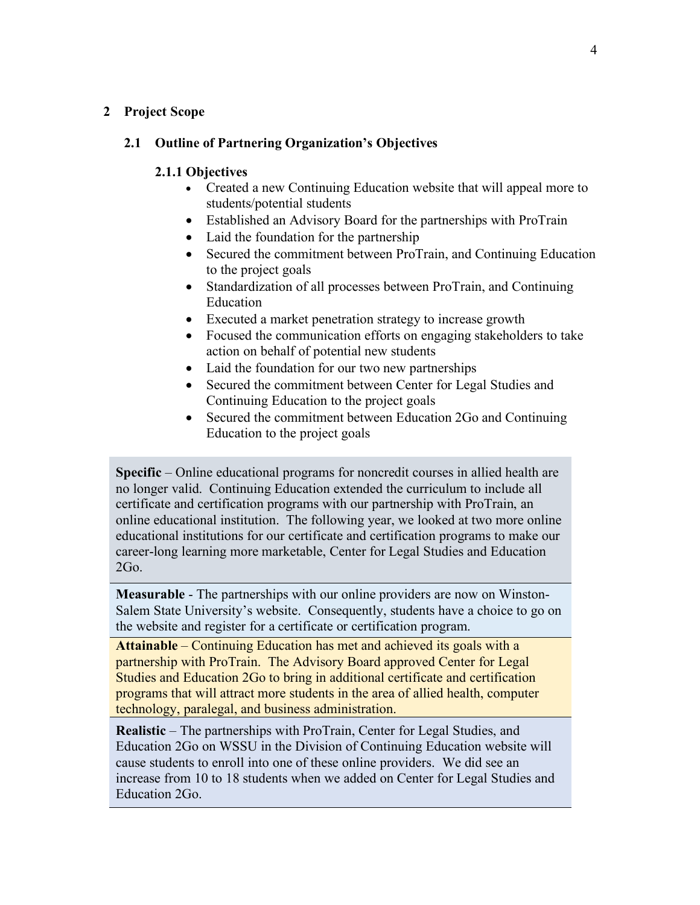## 2 Project Scope

### 2.1 Outline of Partnering Organization's Objectives

#### 2.1.1 Objectives

- Created a new Continuing Education website that will appeal more to students/potential students
- Established an Advisory Board for the partnerships with ProTrain
- Laid the foundation for the partnership
- Secured the commitment between ProTrain, and Continuing Education to the project goals
- Standardization of all processes between ProTrain, and Continuing Education
- Executed a market penetration strategy to increase growth
- Focused the communication efforts on engaging stakeholders to take action on behalf of potential new students
- Laid the foundation for our two new partnerships
- Secured the commitment between Center for Legal Studies and Continuing Education to the project goals
- Secured the commitment between Education 2Go and Continuing Education to the project goals

**Specific** – Online educational programs for noncredit courses in allied health are no longer valid. Continuing Education extended the curriculum to include all certificate and certification programs with our partnership with ProTrain, an online educational institution. The following year, we looked at two more online educational institutions for our certificate and certification programs to make our career-long learning more marketable, Center for Legal Studies and Education 2Go.

**Measurable** - The partnerships with our online providers are now on Winston-Salem State University's website. Consequently, students have a choice to go on the website and register for a certificate or certification program.

**Attainable** – Continuing Education has met and achieved its goals with a partnership with ProTrain. The Advisory Board approved Center for Legal Studies and Education 2Go to bring in additional certificate and certification programs that will attract more students in the area of allied health, computer technology, paralegal, and business administration.

**Realistic** – The partnerships with ProTrain, Center for Legal Studies, and Education 2Go on WSSU in the Division of Continuing Education website will cause students to enroll into one of these online providers. We did see an increase from 10 to 18 students when we added on Center for Legal Studies and Education 2Go.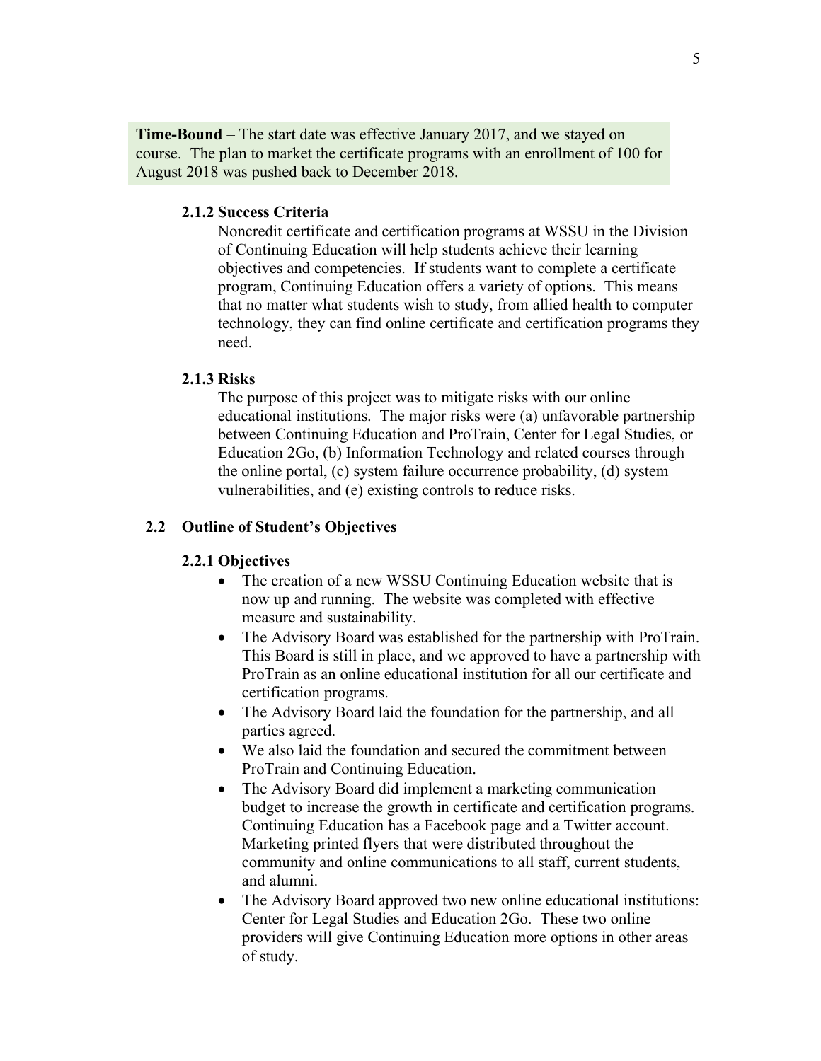**Time-Bound** – The start date was effective January 2017, and we stayed on course. The plan to market the certificate programs with an enrollment of 100 for August 2018 was pushed back to December 2018.

#### 2.1.2 Success Criteria

Noncredit certificate and certification programs at WSSU in the Division of Continuing Education will help students achieve their learning objectives and competencies. If students want to complete a certificate program, Continuing Education offers a variety of options. This means that no matter what students wish to study, from allied health to computer technology, they can find online certificate and certification programs they need.

#### 2.1.3 Risks

The purpose of this project was to mitigate risks with our online educational institutions. The major risks were (a) unfavorable partnership between Continuing Education and ProTrain, Center for Legal Studies, or Education 2Go, (b) Information Technology and related courses through the online portal, (c) system failure occurrence probability, (d) system vulnerabilities, and (e) existing controls to reduce risks.

### 2.2 Outline of Student's Objectives

#### 2.2.1 Objectives

- The creation of a new WSSU Continuing Education website that is now up and running. The website was completed with effective measure and sustainability.
- The Advisory Board was established for the partnership with ProTrain. This Board is still in place, and we approved to have a partnership with ProTrain as an online educational institution for all our certificate and certification programs.
- The Advisory Board laid the foundation for the partnership, and all parties agreed.
- We also laid the foundation and secured the commitment between ProTrain and Continuing Education.
- The Advisory Board did implement a marketing communication budget to increase the growth in certificate and certification programs. Continuing Education has a Facebook page and a Twitter account. Marketing printed flyers that were distributed throughout the community and online communications to all staff, current students, and alumni.
- The Advisory Board approved two new online educational institutions: Center for Legal Studies and Education 2Go. These two online providers will give Continuing Education more options in other areas of study.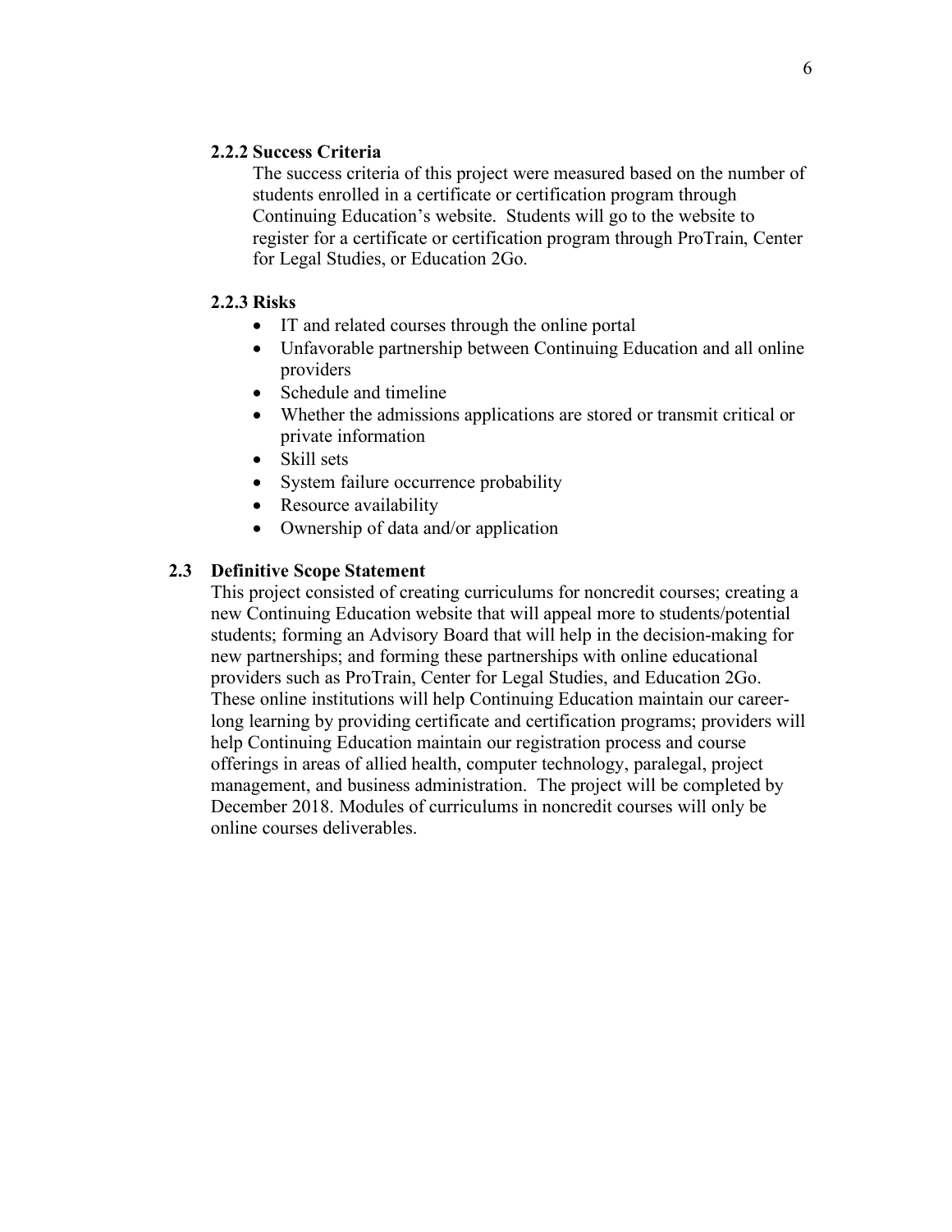#### 2.2.2 Success Criteria

The success criteria of this project were measured based on the number of students enrolled in a certificate or certification program through Continuing Education's website. Students will go to the website to register for a certificate or certification program through ProTrain, Center for Legal Studies, or Education 2Go.

#### 2.2.3 Risks

- IT and related courses through the online portal
- Unfavorable partnership between Continuing Education and all online providers
- Schedule and timeline
- Whether the admissions applications are stored or transmit critical or private information
- Skill sets
- System failure occurrence probability
- Resource availability
- Ownership of data and/or application

### 2.3 Definitive Scope Statement

This project consisted of creating curriculums for noncredit courses; creating a new Continuing Education website that will appeal more to students/potential students; forming an Advisory Board that will help in the decision-making for new partnerships; and forming these partnerships with online educational providers such as ProTrain, Center for Legal Studies, and Education 2Go. These online institutions will help Continuing Education maintain our career-long learning by providing certificate and certification programs; providers will help Continuing Education maintain our registration process and course offerings in areas of allied health, computer technology, paralegal, project management, and business administration. The project will be completed by December 2018. Modules of curriculums in noncredit courses will only be online courses deliverables.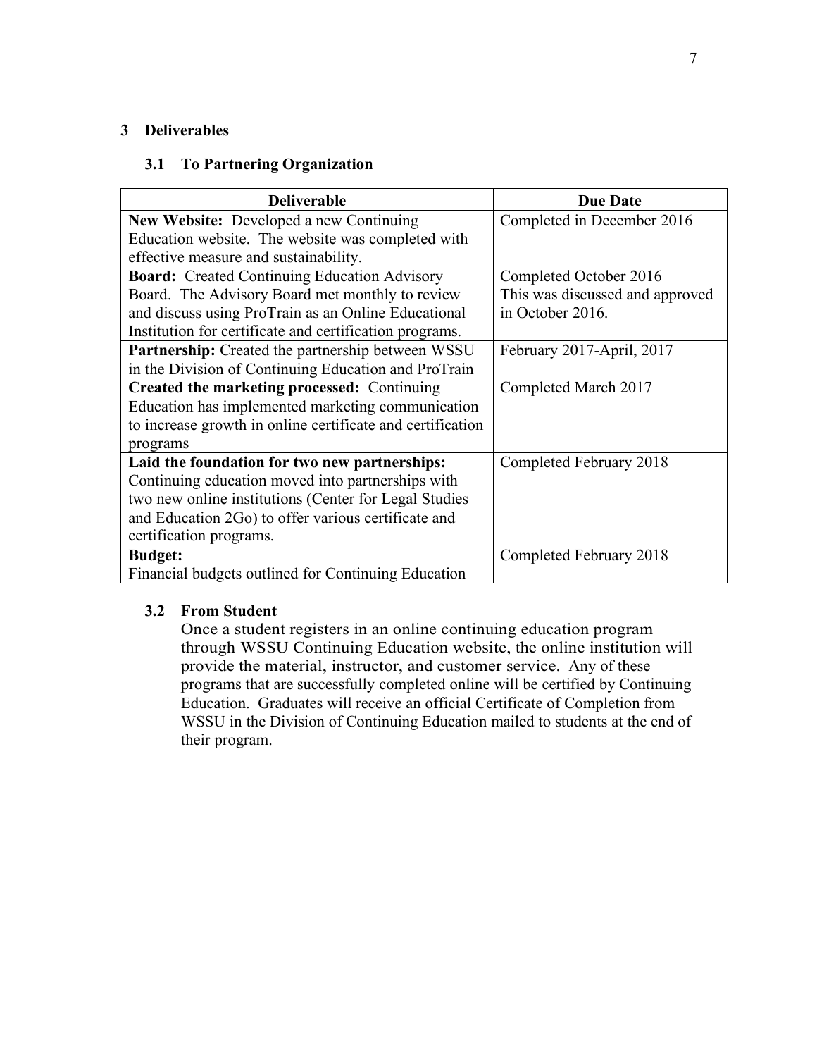## 3 Deliverables

### 3.1 To Partnering Organization

| Deliverable | Due Date |
|---|---|
| **New Website:** Developed a new Continuing Education website. The website was completed with effective measure and sustainability. | Completed in December 2016 |
| **Board:** Created Continuing Education Advisory Board. The Advisory Board met monthly to review and discuss using ProTrain as an Online Educational Institution for certificate and certification programs. | Completed October 2016 This was discussed and approved in October 2016. |
| **Partnership:** Created the partnership between WSSU in the Division of Continuing Education and ProTrain | February 2017-April, 2017 |
| **Created the marketing processed:** Continuing Education has implemented marketing communication to increase growth in online certificate and certification programs | Completed March 2017 |
| **Laid the foundation for two new partnerships:** Continuing education moved into partnerships with two new online institutions (Center for Legal Studies and Education 2Go) to offer various certificate and certification programs. | Completed February 2018 |
| **Budget:** Financial budgets outlined for Continuing Education | Completed February 2018 |

### 3.2 From Student

Once a student registers in an online continuing education program through WSSU Continuing Education website, the online institution will provide the material, instructor, and customer service. Any of these programs that are successfully completed online will be certified by Continuing Education. Graduates will receive an official Certificate of Completion from WSSU in the Division of Continuing Education mailed to students at the end of their program.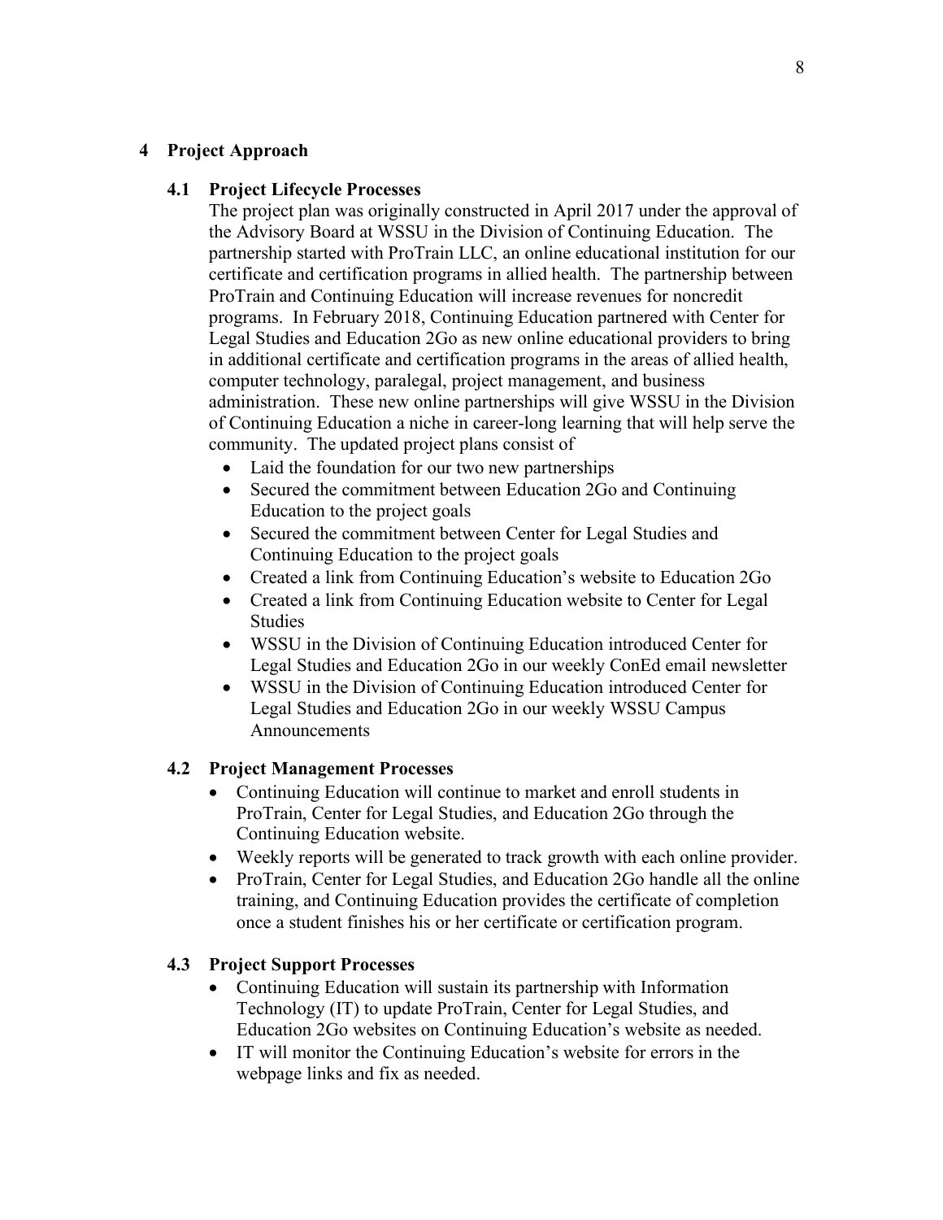# 4 Project Approach

## 4.1 Project Lifecycle Processes

The project plan was originally constructed in April 2017 under the approval of the Advisory Board at WSSU in the Division of Continuing Education. The partnership started with ProTrain LLC, an online educational institution for our certificate and certification programs in allied health. The partnership between ProTrain and Continuing Education will increase revenues for noncredit programs. In February 2018, Continuing Education partnered with Center for Legal Studies and Education 2Go as new online educational providers to bring in additional certificate and certification programs in the areas of allied health, computer technology, paralegal, project management, and business administration. These new online partnerships will give WSSU in the Division of Continuing Education a niche in career-long learning that will help serve the community. The updated project plans consist of

- Laid the foundation for our two new partnerships
- Secured the commitment between Education 2Go and Continuing Education to the project goals
- Secured the commitment between Center for Legal Studies and Continuing Education to the project goals
- Created a link from Continuing Education's website to Education 2Go
- Created a link from Continuing Education website to Center for Legal Studies
- WSSU in the Division of Continuing Education introduced Center for Legal Studies and Education 2Go in our weekly ConEd email newsletter
- WSSU in the Division of Continuing Education introduced Center for Legal Studies and Education 2Go in our weekly WSSU Campus Announcements

## 4.2 Project Management Processes

- Continuing Education will continue to market and enroll students in ProTrain, Center for Legal Studies, and Education 2Go through the Continuing Education website.
- Weekly reports will be generated to track growth with each online provider.
- ProTrain, Center for Legal Studies, and Education 2Go handle all the online training, and Continuing Education provides the certificate of completion once a student finishes his or her certificate or certification program.

## 4.3 Project Support Processes

- Continuing Education will sustain its partnership with Information Technology (IT) to update ProTrain, Center for Legal Studies, and Education 2Go websites on Continuing Education's website as needed.
- IT will monitor the Continuing Education's website for errors in the webpage links and fix as needed.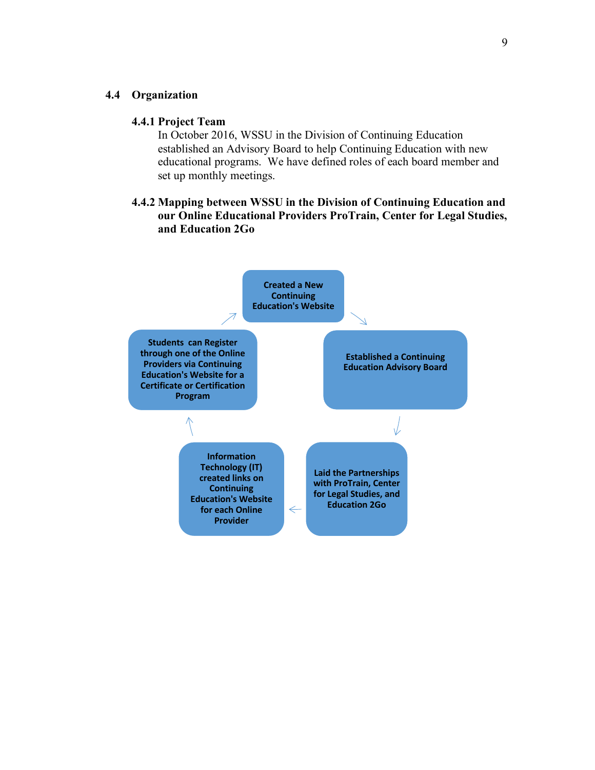## 4.4 Organization

### 4.4.1 Project Team

In October 2016, WSSU in the Division of Continuing Education established an Advisory Board to help Continuing Education with new educational programs. We have defined roles of each board member and set up monthly meetings.

### 4.4.2 Mapping between WSSU in the Division of Continuing Education and our Online Educational Providers ProTrain, Center for Legal Studies, and Education 2Go

Created a New Continuing Education's Website

Established a Continuing Education Advisory Board

Laid the Partnerships with ProTrain, Center for Legal Studies, and Education 2Go

Information Technology (IT) created links on Continuing Education's Website for each Online Provider

Students can Register through one of the Online Providers via Continuing Education's Website for a Certificate or Certification Program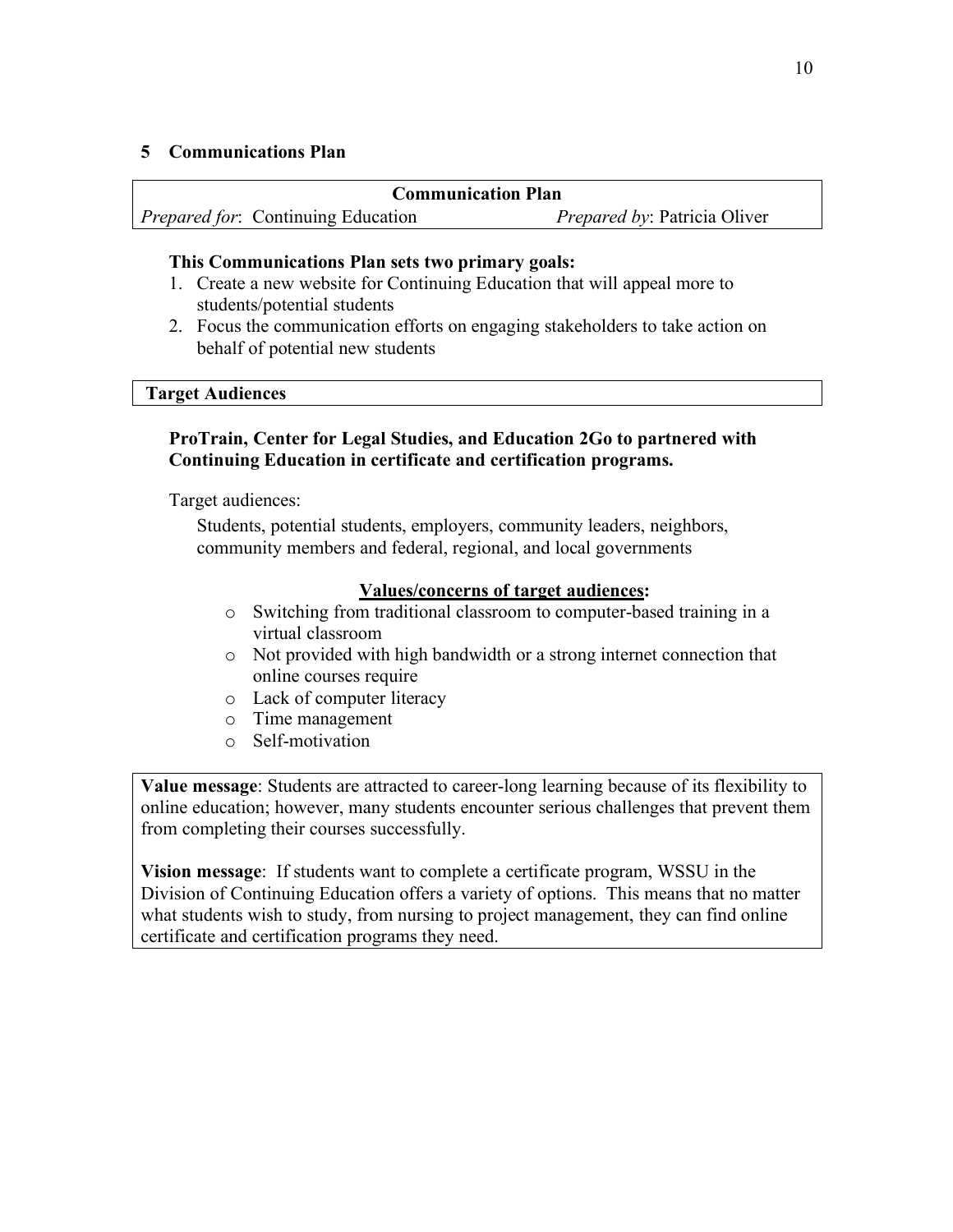## 5 Communications Plan

| Communication Plan | |
|---|---|
| *Prepared for*: Continuing Education | *Prepared by*: Patricia Oliver |

**This Communications Plan sets two primary goals:**

1. Create a new website for Continuing Education that will appeal more to students/potential students
2. Focus the communication efforts on engaging stakeholders to take action on behalf of potential new students

| Target Audiences |
|---|

**ProTrain, Center for Legal Studies, and Education 2Go to partnered with Continuing Education in certificate and certification programs.**

Target audiences:

Students, potential students, employers, community leaders, neighbors, community members and federal, regional, and local governments

**<u>Values/concerns of target audiences</u>:**

- Switching from traditional classroom to computer-based training in a virtual classroom
- Not provided with high bandwidth or a strong internet connection that online courses require
- Lack of computer literacy
- Time management
- Self-motivation

**Value message**: Students are attracted to career-long learning because of its flexibility to online education; however, many students encounter serious challenges that prevent them from completing their courses successfully.

**Vision message**: If students want to complete a certificate program, WSSU in the Division of Continuing Education offers a variety of options. This means that no matter what students wish to study, from nursing to project management, they can find online certificate and certification programs they need.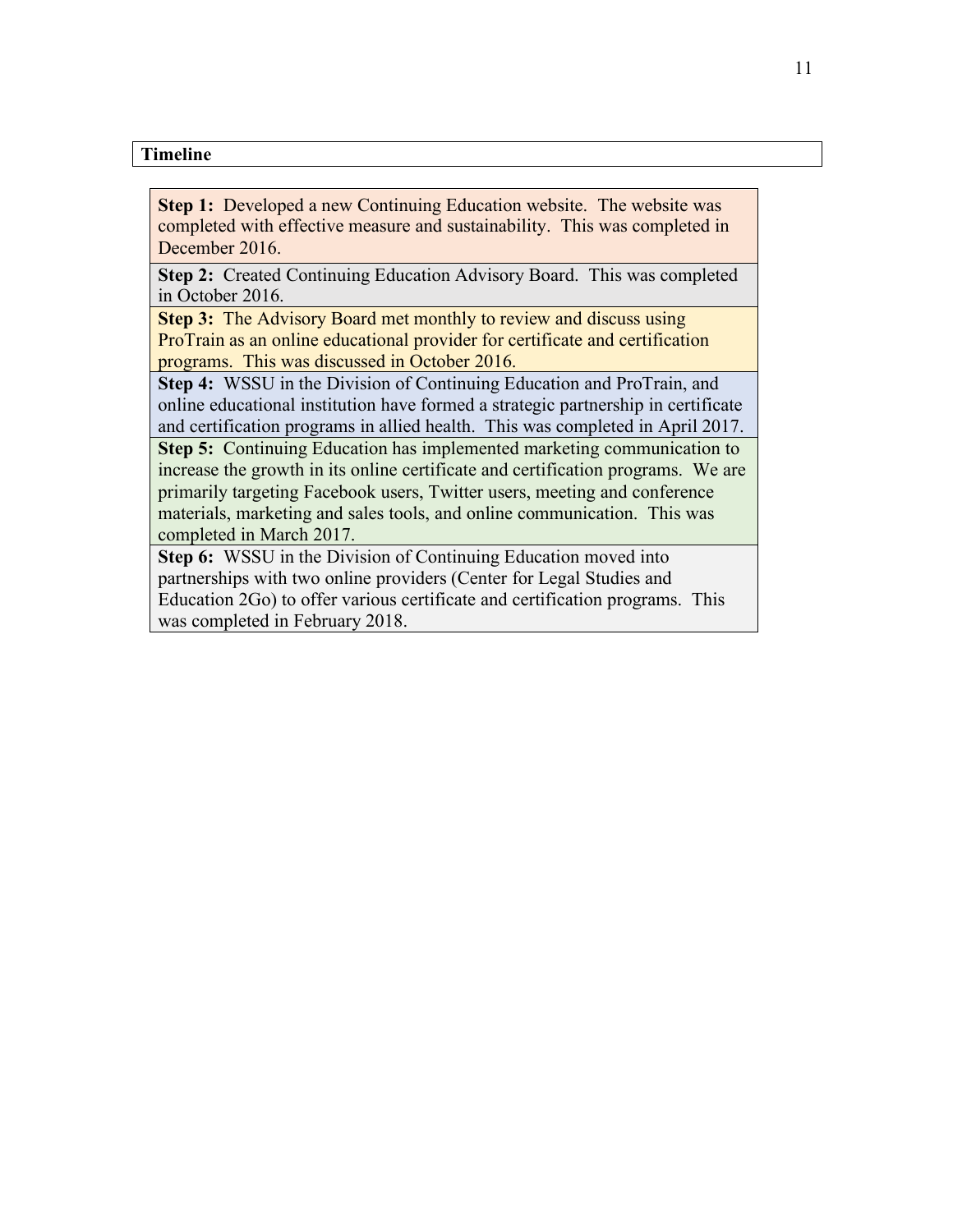**Timeline**

**Step 1:** Developed a new Continuing Education website. The website was completed with effective measure and sustainability. This was completed in December 2016.

**Step 2:** Created Continuing Education Advisory Board. This was completed in October 2016.

**Step 3:** The Advisory Board met monthly to review and discuss using ProTrain as an online educational provider for certificate and certification programs. This was discussed in October 2016.

**Step 4:** WSSU in the Division of Continuing Education and ProTrain, and online educational institution have formed a strategic partnership in certificate and certification programs in allied health. This was completed in April 2017.

**Step 5:** Continuing Education has implemented marketing communication to increase the growth in its online certificate and certification programs. We are primarily targeting Facebook users, Twitter users, meeting and conference materials, marketing and sales tools, and online communication. This was completed in March 2017.

**Step 6:** WSSU in the Division of Continuing Education moved into partnerships with two online providers (Center for Legal Studies and Education 2Go) to offer various certificate and certification programs. This was completed in February 2018.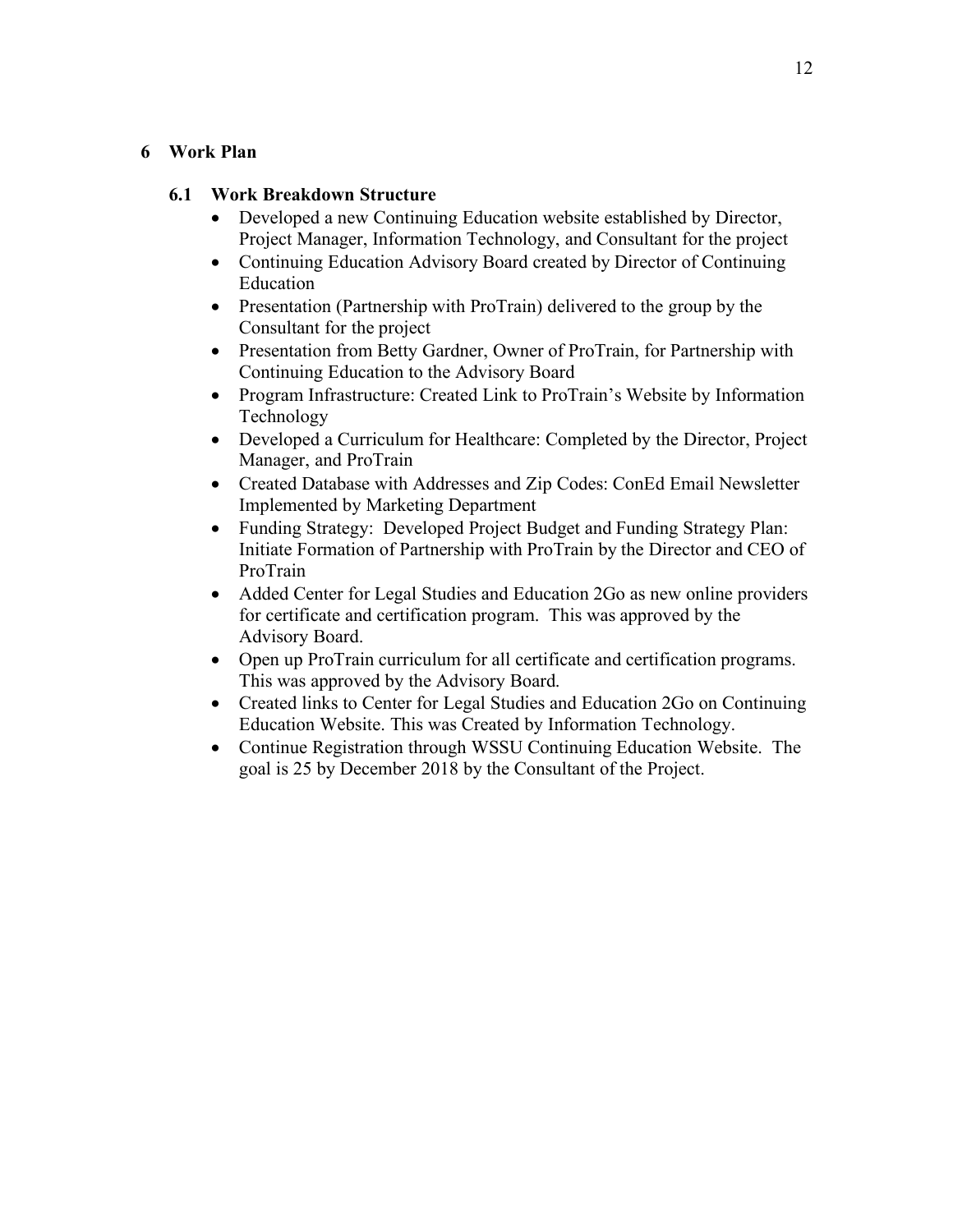# 6 Work Plan

## 6.1 Work Breakdown Structure

- Developed a new Continuing Education website established by Director, Project Manager, Information Technology, and Consultant for the project
- Continuing Education Advisory Board created by Director of Continuing Education
- Presentation (Partnership with ProTrain) delivered to the group by the Consultant for the project
- Presentation from Betty Gardner, Owner of ProTrain, for Partnership with Continuing Education to the Advisory Board
- Program Infrastructure: Created Link to ProTrain's Website by Information Technology
- Developed a Curriculum for Healthcare: Completed by the Director, Project Manager, and ProTrain
- Created Database with Addresses and Zip Codes: ConEd Email Newsletter Implemented by Marketing Department
- Funding Strategy: Developed Project Budget and Funding Strategy Plan: Initiate Formation of Partnership with ProTrain by the Director and CEO of ProTrain
- Added Center for Legal Studies and Education 2Go as new online providers for certificate and certification program. This was approved by the Advisory Board.
- Open up ProTrain curriculum for all certificate and certification programs. This was approved by the Advisory Board.
- Created links to Center for Legal Studies and Education 2Go on Continuing Education Website. This was Created by Information Technology.
- Continue Registration through WSSU Continuing Education Website. The goal is 25 by December 2018 by the Consultant of the Project.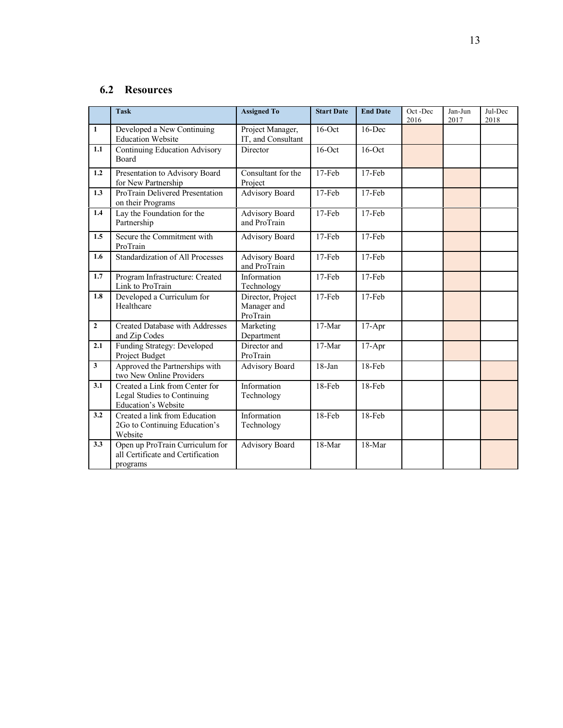## 6.2 Resources

| | Task | Assigned To | Start Date | End Date | Oct -Dec 2016 | Jan-Jun 2017 | Jul-Dec 2018 |
|---|---|---|---|---|---|---|---|
| 1 | Developed a New Continuing Education Website | Project Manager, IT, and Consultant | 16-Oct | 16-Dec | | | |
| 1.1 | Continuing Education Advisory Board | Director | 16-Oct | 16-Oct | | | |
| 1.2 | Presentation to Advisory Board for New Partnership | Consultant for the Project | 17-Feb | 17-Feb | | | |
| 1.3 | ProTrain Delivered Presentation on their Programs | Advisory Board | 17-Feb | 17-Feb | | | |
| 1.4 | Lay the Foundation for the Partnership | Advisory Board and ProTrain | 17-Feb | 17-Feb | | | |
| 1.5 | Secure the Commitment with ProTrain | Advisory Board | 17-Feb | 17-Feb | | | |
| 1.6 | Standardization of All Processes | Advisory Board and ProTrain | 17-Feb | 17-Feb | | | |
| 1.7 | Program Infrastructure: Created Link to ProTrain | Information Technology | 17-Feb | 17-Feb | | | |
| 1.8 | Developed a Curriculum for Healthcare | Director, Project Manager and ProTrain | 17-Feb | 17-Feb | | | |
| 2 | Created Database with Addresses and Zip Codes | Marketing Department | 17-Mar | 17-Apr | | | |
| 2.1 | Funding Strategy: Developed Project Budget | Director and ProTrain | 17-Mar | 17-Apr | | | |
| 3 | Approved the Partnerships with two New Online Providers | Advisory Board | 18-Jan | 18-Feb | | | |
| 3.1 | Created a Link from Center for Legal Studies to Continuing Education's Website | Information Technology | 18-Feb | 18-Feb | | | |
| 3.2 | Created a link from Education 2Go to Continuing Education's Website | Information Technology | 18-Feb | 18-Feb | | | |
| 3.3 | Open up ProTrain Curriculum for all Certificate and Certification programs | Advisory Board | 18-Mar | 18-Mar | | | |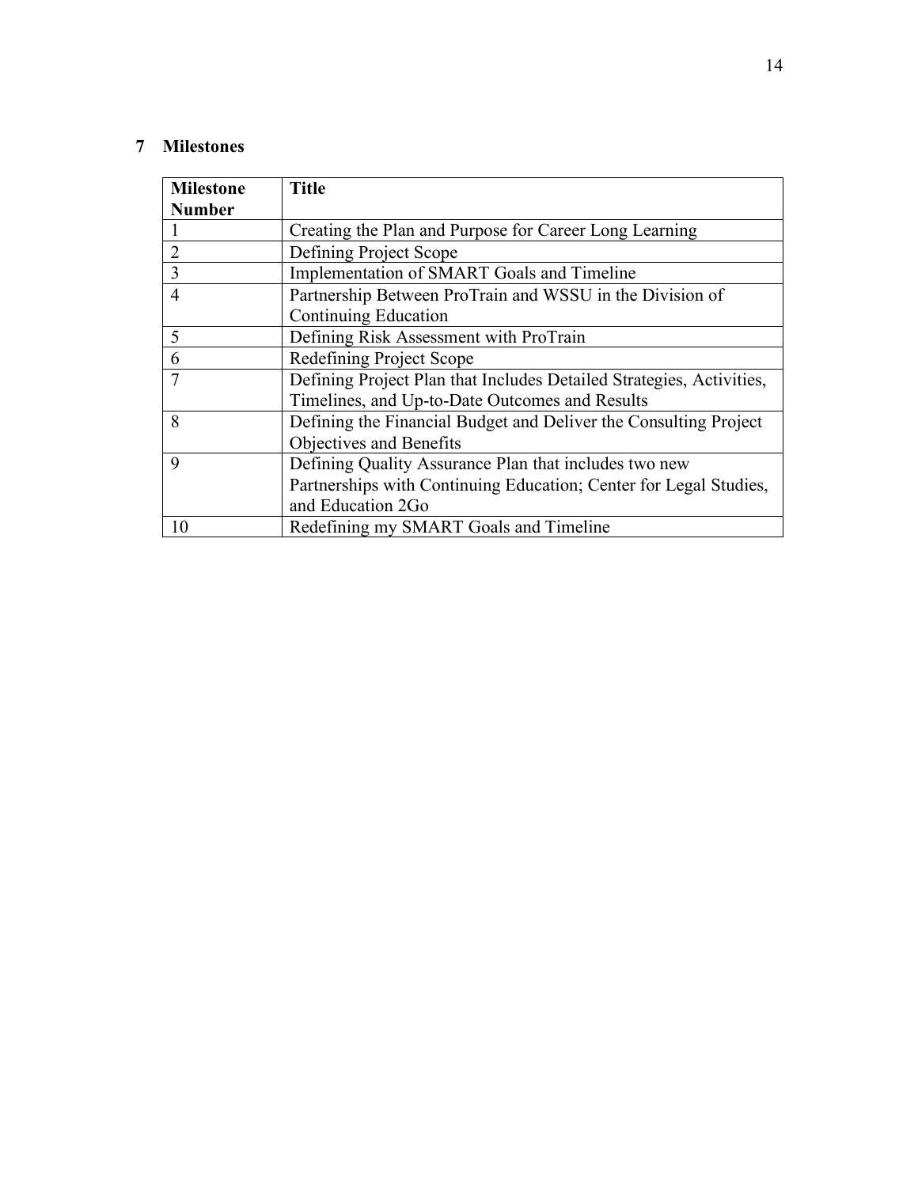## 7 Milestones

| Milestone Number | Title |
|---|---|
| 1 | Creating the Plan and Purpose for Career Long Learning |
| 2 | Defining Project Scope |
| 3 | Implementation of SMART Goals and Timeline |
| 4 | Partnership Between ProTrain and WSSU in the Division of Continuing Education |
| 5 | Defining Risk Assessment with ProTrain |
| 6 | Redefining Project Scope |
| 7 | Defining Project Plan that Includes Detailed Strategies, Activities, Timelines, and Up-to-Date Outcomes and Results |
| 8 | Defining the Financial Budget and Deliver the Consulting Project Objectives and Benefits |
| 9 | Defining Quality Assurance Plan that includes two new Partnerships with Continuing Education; Center for Legal Studies, and Education 2Go |
| 10 | Redefining my SMART Goals and Timeline |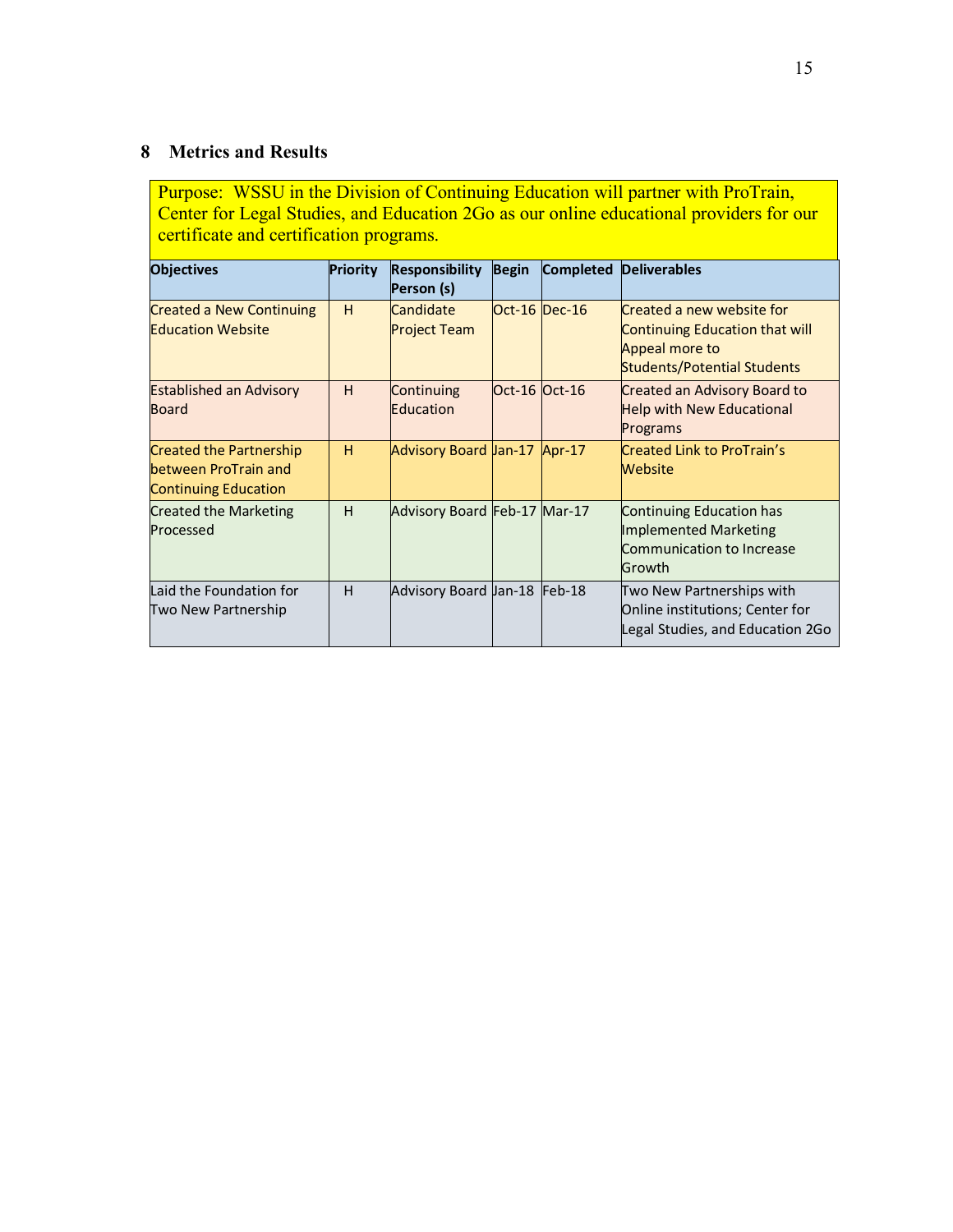## 8 Metrics and Results

Purpose: WSSU in the Division of Continuing Education will partner with ProTrain, Center for Legal Studies, and Education 2Go as our online educational providers for our certificate and certification programs.

| Objectives | Priority | Responsibility Person (s) | Begin | Completed | Deliverables |
|---|---|---|---|---|---|
| Created a New Continuing Education Website | H | Candidate Project Team | Oct-16 | Dec-16 | Created a new website for Continuing Education that will Appeal more to Students/Potential Students |
| Established an Advisory Board | H | Continuing Education | Oct-16 | Oct-16 | Created an Advisory Board to Help with New Educational Programs |
| Created the Partnership between ProTrain and Continuing Education | H | Advisory Board | Jan-17 | Apr-17 | Created Link to ProTrain's Website |
| Created the Marketing Processed | H | Advisory Board | Feb-17 | Mar-17 | Continuing Education has Implemented Marketing Communication to Increase Growth |
| Laid the Foundation for Two New Partnership | H | Advisory Board | Jan-18 | Feb-18 | Two New Partnerships with Online institutions; Center for Legal Studies, and Education 2Go |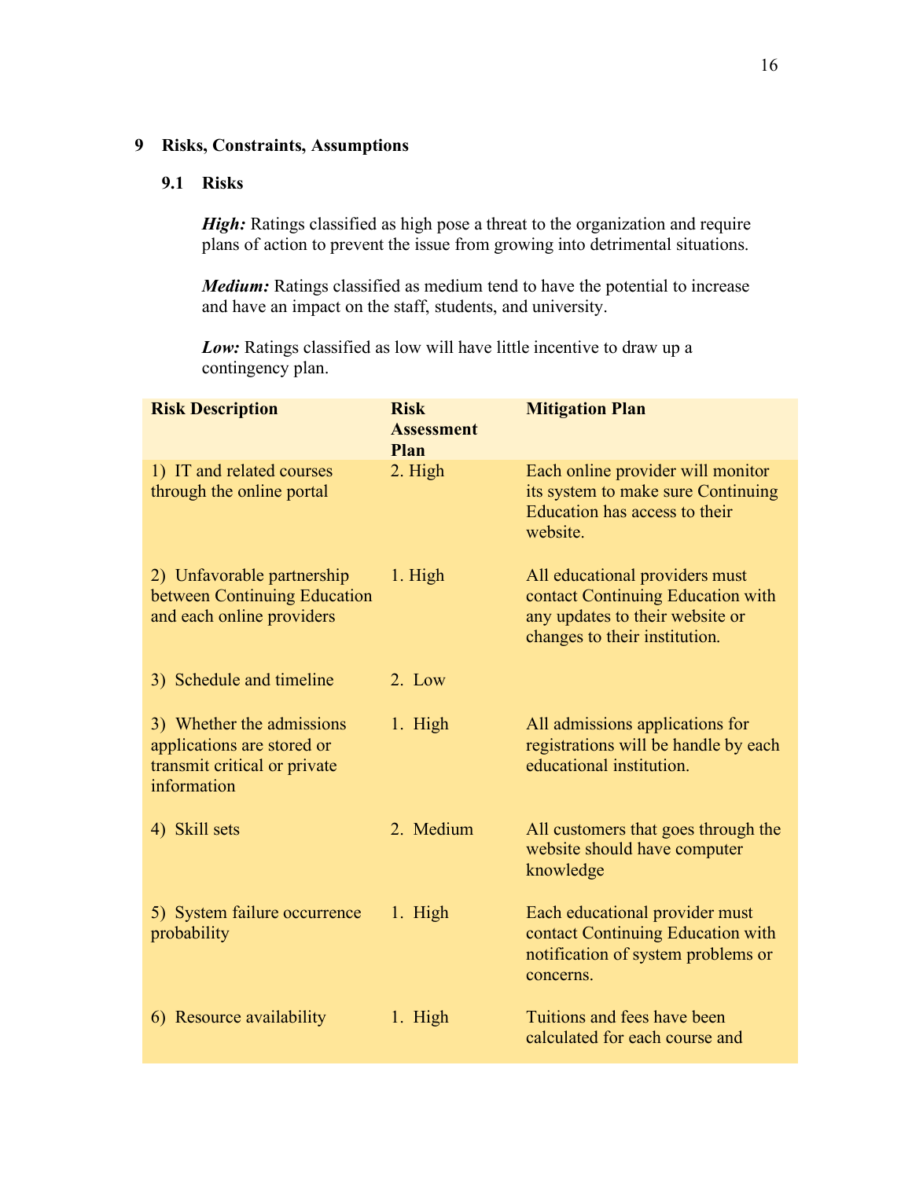# 9 Risks, Constraints, Assumptions

## 9.1 Risks

***High:*** Ratings classified as high pose a threat to the organization and require plans of action to prevent the issue from growing into detrimental situations.

***Medium:*** Ratings classified as medium tend to have the potential to increase and have an impact on the staff, students, and university.

***Low:*** Ratings classified as low will have little incentive to draw up a contingency plan.

| Risk Description | Risk Assessment Plan | Mitigation Plan |
|---|---|---|
| 1) IT and related courses through the online portal | 2. High | Each online provider will monitor its system to make sure Continuing Education has access to their website. |
| 2) Unfavorable partnership between Continuing Education and each online providers | 1. High | All educational providers must contact Continuing Education with any updates to their website or changes to their institution. |
| 3) Schedule and timeline | 2. Low | |
| 3) Whether the admissions applications are stored or transmit critical or private information | 1. High | All admissions applications for registrations will be handle by each educational institution. |
| 4) Skill sets | 2. Medium | All customers that goes through the website should have computer knowledge |
| 5) System failure occurrence probability | 1. High | Each educational provider must contact Continuing Education with notification of system problems or concerns. |
| 6) Resource availability | 1. High | Tuitions and fees have been calculated for each course and |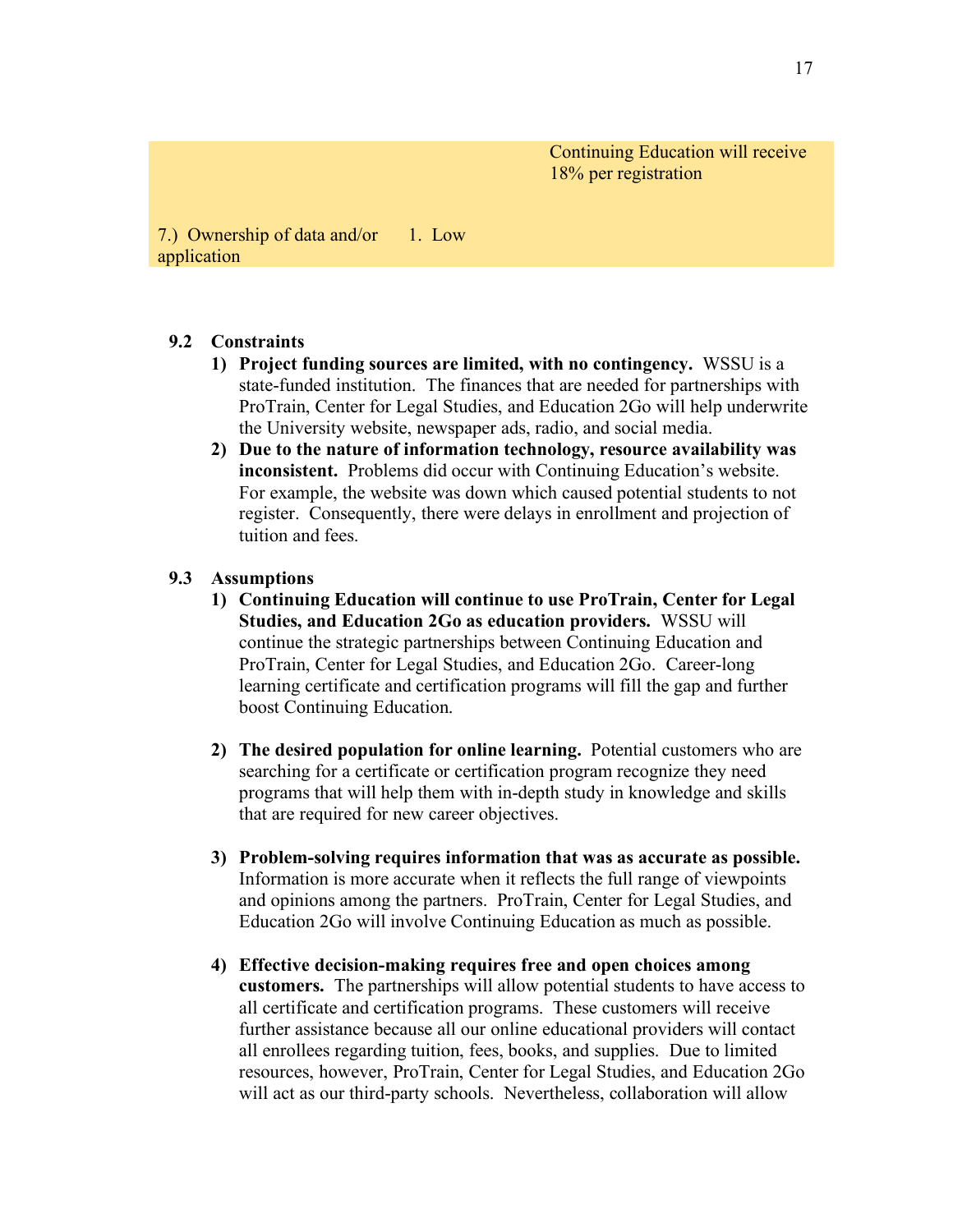| | | |
|---|---|---|
| | | Continuing Education will receive 18% per registration |
| 7.) Ownership of data and/or application | 1. Low | |

### 9.2 Constraints

1) **Project funding sources are limited, with no contingency.** WSSU is a state-funded institution. The finances that are needed for partnerships with ProTrain, Center for Legal Studies, and Education 2Go will help underwrite the University website, newspaper ads, radio, and social media.
2) **Due to the nature of information technology, resource availability was inconsistent.** Problems did occur with Continuing Education's website. For example, the website was down which caused potential students to not register. Consequently, there were delays in enrollment and projection of tuition and fees.

### 9.3 Assumptions

1) **Continuing Education will continue to use ProTrain, Center for Legal Studies, and Education 2Go as education providers.** WSSU will continue the strategic partnerships between Continuing Education and ProTrain, Center for Legal Studies, and Education 2Go. Career-long learning certificate and certification programs will fill the gap and further boost Continuing Education.

2) **The desired population for online learning.** Potential customers who are searching for a certificate or certification program recognize they need programs that will help them with in-depth study in knowledge and skills that are required for new career objectives.

3) **Problem-solving requires information that was as accurate as possible.** Information is more accurate when it reflects the full range of viewpoints and opinions among the partners. ProTrain, Center for Legal Studies, and Education 2Go will involve Continuing Education as much as possible.

4) **Effective decision-making requires free and open choices among customers.** The partnerships will allow potential students to have access to all certificate and certification programs. These customers will receive further assistance because all our online educational providers will contact all enrollees regarding tuition, fees, books, and supplies. Due to limited resources, however, ProTrain, Center for Legal Studies, and Education 2Go will act as our third-party schools. Nevertheless, collaboration will allow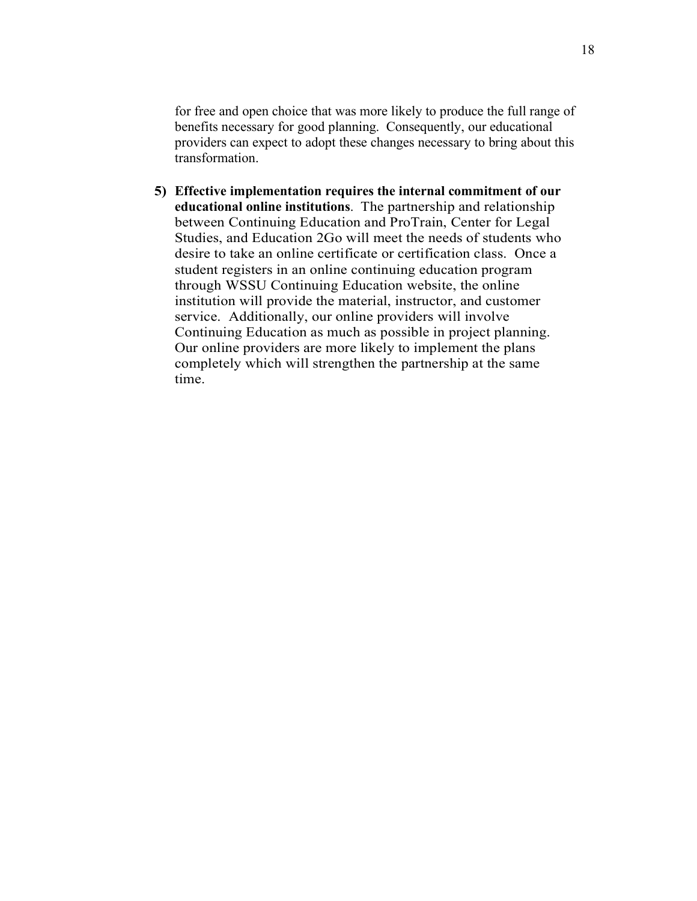for free and open choice that was more likely to produce the full range of benefits necessary for good planning. Consequently, our educational providers can expect to adopt these changes necessary to bring about this transformation.

5) **Effective implementation requires the internal commitment of our educational online institutions**. The partnership and relationship between Continuing Education and ProTrain, Center for Legal Studies, and Education 2Go will meet the needs of students who desire to take an online certificate or certification class. Once a student registers in an online continuing education program through WSSU Continuing Education website, the online institution will provide the material, instructor, and customer service. Additionally, our online providers will involve Continuing Education as much as possible in project planning. Our online providers are more likely to implement the plans completely which will strengthen the partnership at the same time.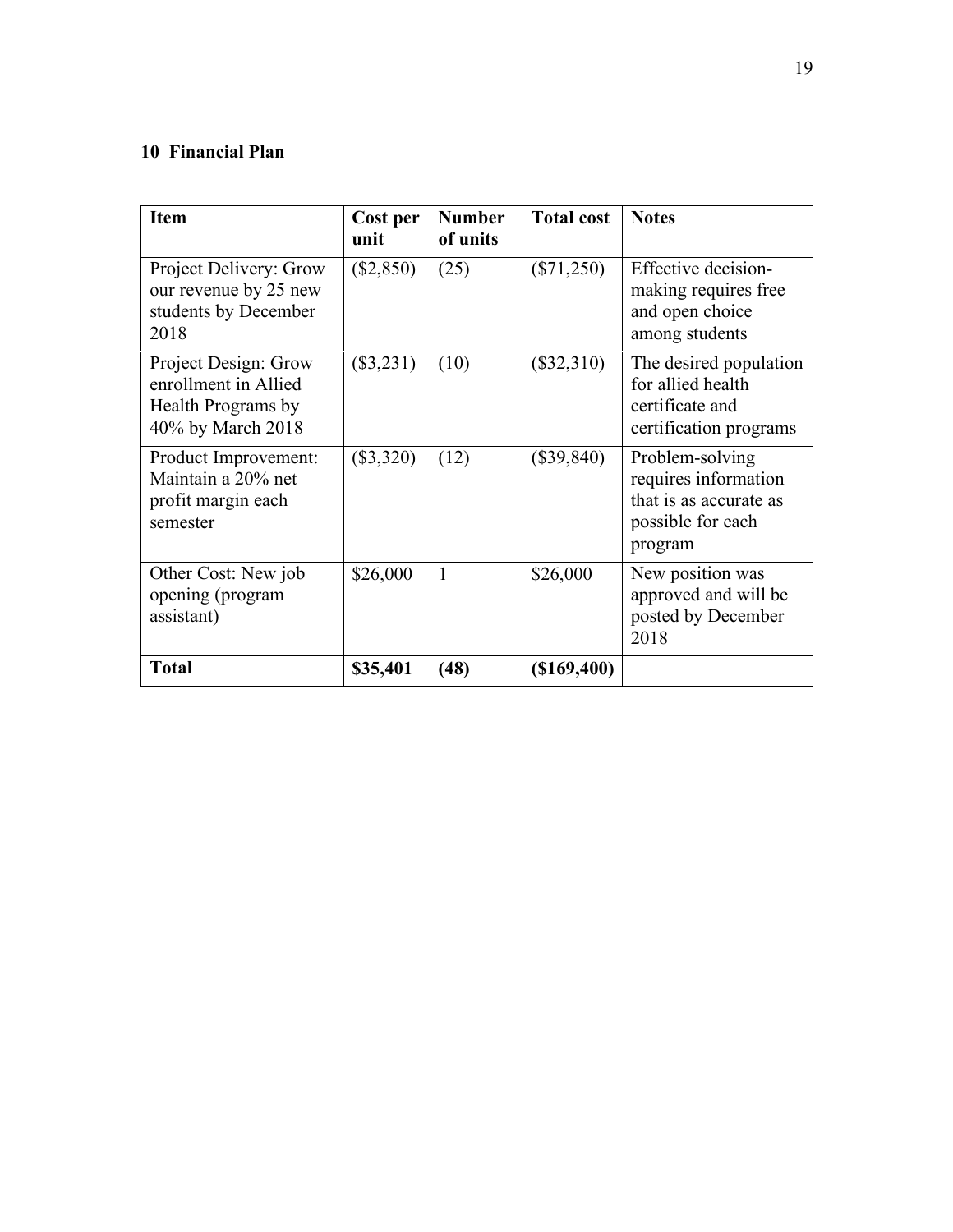## 10 Financial Plan

| **Item** | **Cost per unit** | **Number of units** | **Total cost** | **Notes** |
|---|---|---|---|---|
| Project Delivery: Grow our revenue by 25 new students by December 2018 | ($2,850) | (25) | ($71,250) | Effective decision-making requires free and open choice among students |
| Project Design: Grow enrollment in Allied Health Programs by 40% by March 2018 | ($3,231) | (10) | ($32,310) | The desired population for allied health certificate and certification programs |
| Product Improvement: Maintain a 20% net profit margin each semester | ($3,320) | (12) | ($39,840) | Problem-solving requires information that is as accurate as possible for each program |
| Other Cost: New job opening (program assistant) | $26,000 | 1 | $26,000 | New position was approved and will be posted by December 2018 |
| **Total** | **$35,401** | **(48)** | **($169,400)** | |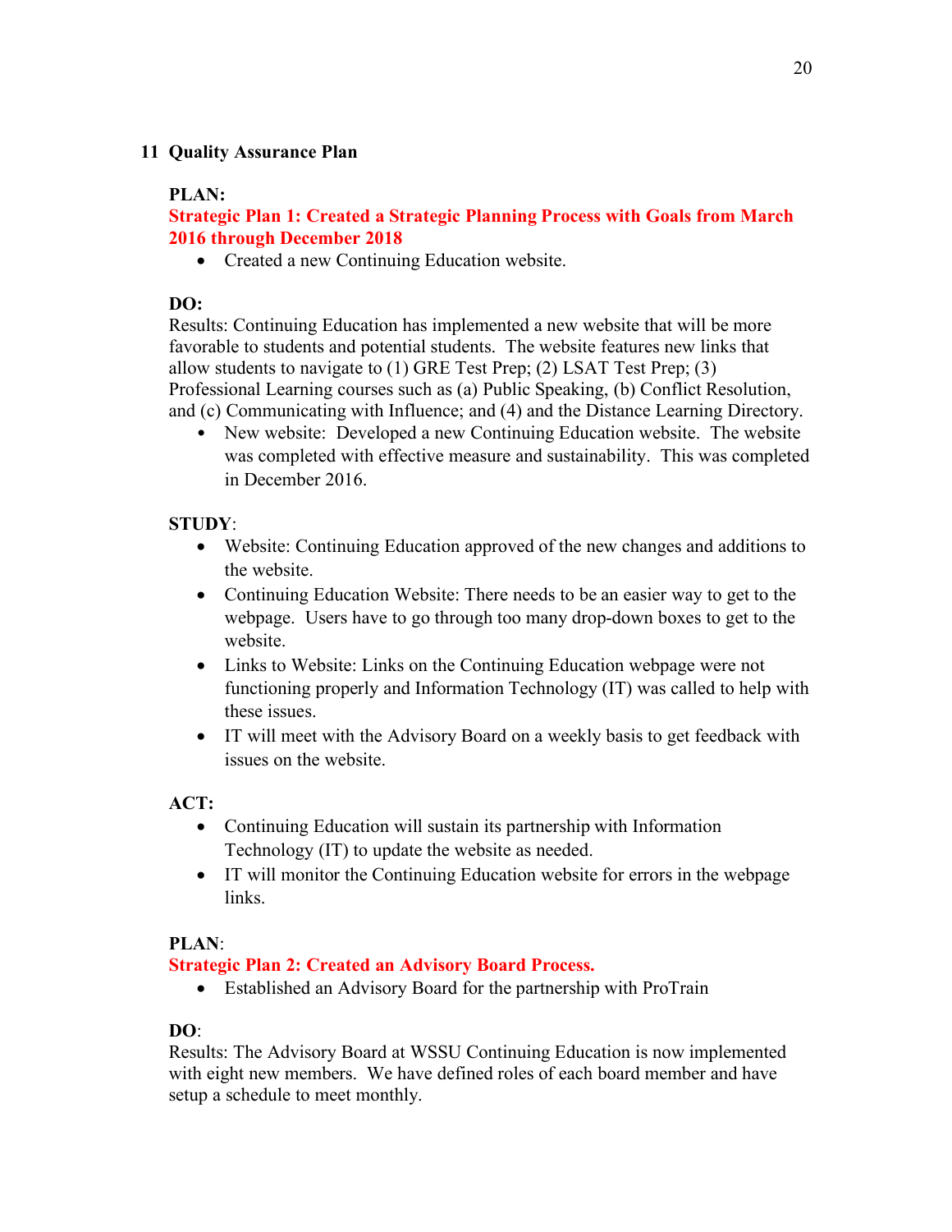## 11 Quality Assurance Plan

**PLAN:**

**Strategic Plan 1: Created a Strategic Planning Process with Goals from March 2016 through December 2018**

- Created a new Continuing Education website.

**DO:**

Results: Continuing Education has implemented a new website that will be more favorable to students and potential students. The website features new links that allow students to navigate to (1) GRE Test Prep; (2) LSAT Test Prep; (3) Professional Learning courses such as (a) Public Speaking, (b) Conflict Resolution, and (c) Communicating with Influence; and (4) and the Distance Learning Directory.

- New website: Developed a new Continuing Education website. The website was completed with effective measure and sustainability. This was completed in December 2016.

**STUDY**:

- Website: Continuing Education approved of the new changes and additions to the website.
- Continuing Education Website: There needs to be an easier way to get to the webpage. Users have to go through too many drop-down boxes to get to the website.
- Links to Website: Links on the Continuing Education webpage were not functioning properly and Information Technology (IT) was called to help with these issues.
- IT will meet with the Advisory Board on a weekly basis to get feedback with issues on the website.

**ACT:**

- Continuing Education will sustain its partnership with Information Technology (IT) to update the website as needed.
- IT will monitor the Continuing Education website for errors in the webpage links.

**PLAN**:

**Strategic Plan 2: Created an Advisory Board Process.**

- Established an Advisory Board for the partnership with ProTrain

**DO**:

Results: The Advisory Board at WSSU Continuing Education is now implemented with eight new members. We have defined roles of each board member and have setup a schedule to meet monthly.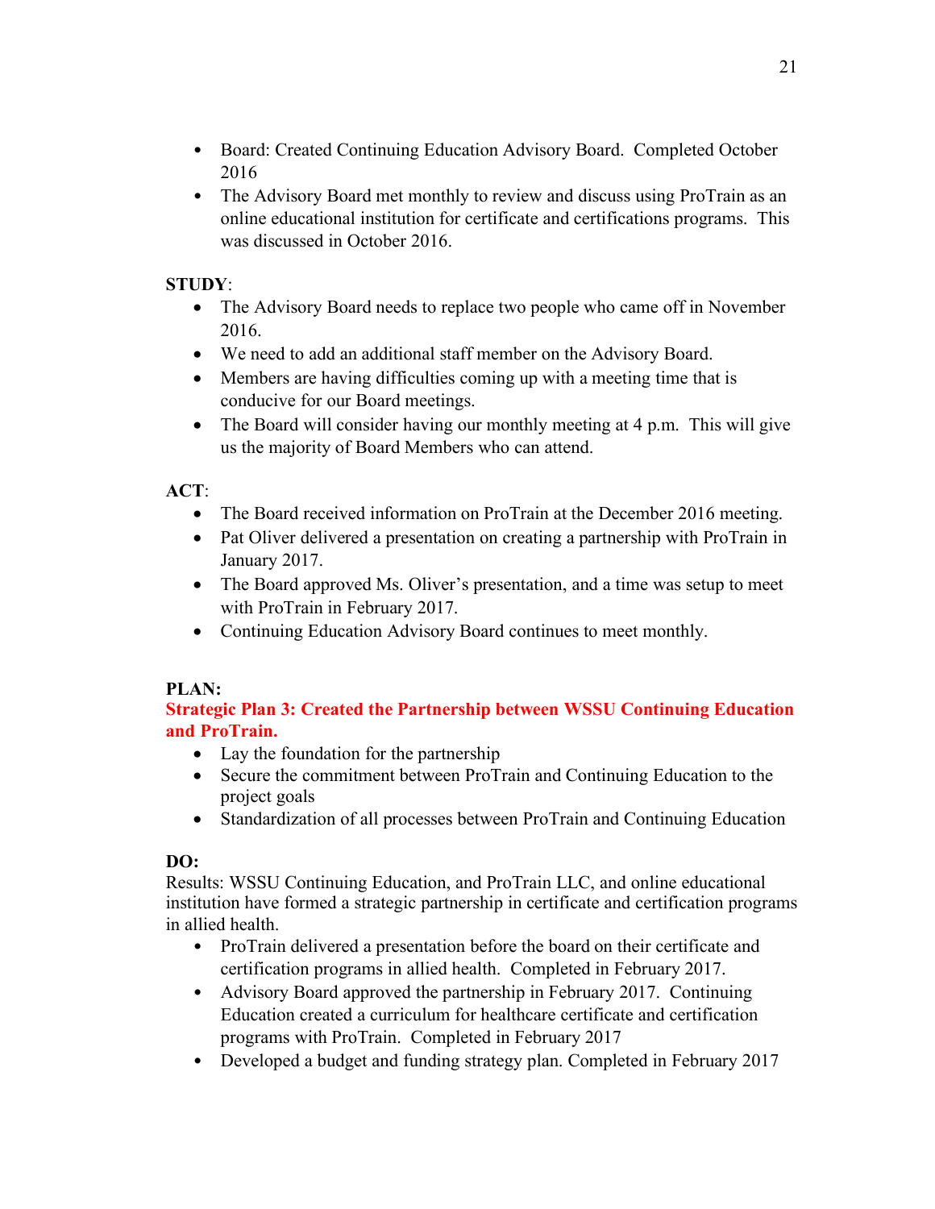- Board: Created Continuing Education Advisory Board. Completed October 2016
- The Advisory Board met monthly to review and discuss using ProTrain as an online educational institution for certificate and certifications programs. This was discussed in October 2016.

**STUDY**:

- The Advisory Board needs to replace two people who came off in November 2016.
- We need to add an additional staff member on the Advisory Board.
- Members are having difficulties coming up with a meeting time that is conducive for our Board meetings.
- The Board will consider having our monthly meeting at 4 p.m. This will give us the majority of Board Members who can attend.

**ACT**:

- The Board received information on ProTrain at the December 2016 meeting.
- Pat Oliver delivered a presentation on creating a partnership with ProTrain in January 2017.
- The Board approved Ms. Oliver's presentation, and a time was setup to meet with ProTrain in February 2017.
- Continuing Education Advisory Board continues to meet monthly.

**PLAN:**

**Strategic Plan 3: Created the Partnership between WSSU Continuing Education and ProTrain.**

- Lay the foundation for the partnership
- Secure the commitment between ProTrain and Continuing Education to the project goals
- Standardization of all processes between ProTrain and Continuing Education

**DO:**

Results: WSSU Continuing Education, and ProTrain LLC, and online educational institution have formed a strategic partnership in certificate and certification programs in allied health.

- ProTrain delivered a presentation before the board on their certificate and certification programs in allied health. Completed in February 2017.
- Advisory Board approved the partnership in February 2017. Continuing Education created a curriculum for healthcare certificate and certification programs with ProTrain. Completed in February 2017
- Developed a budget and funding strategy plan. Completed in February 2017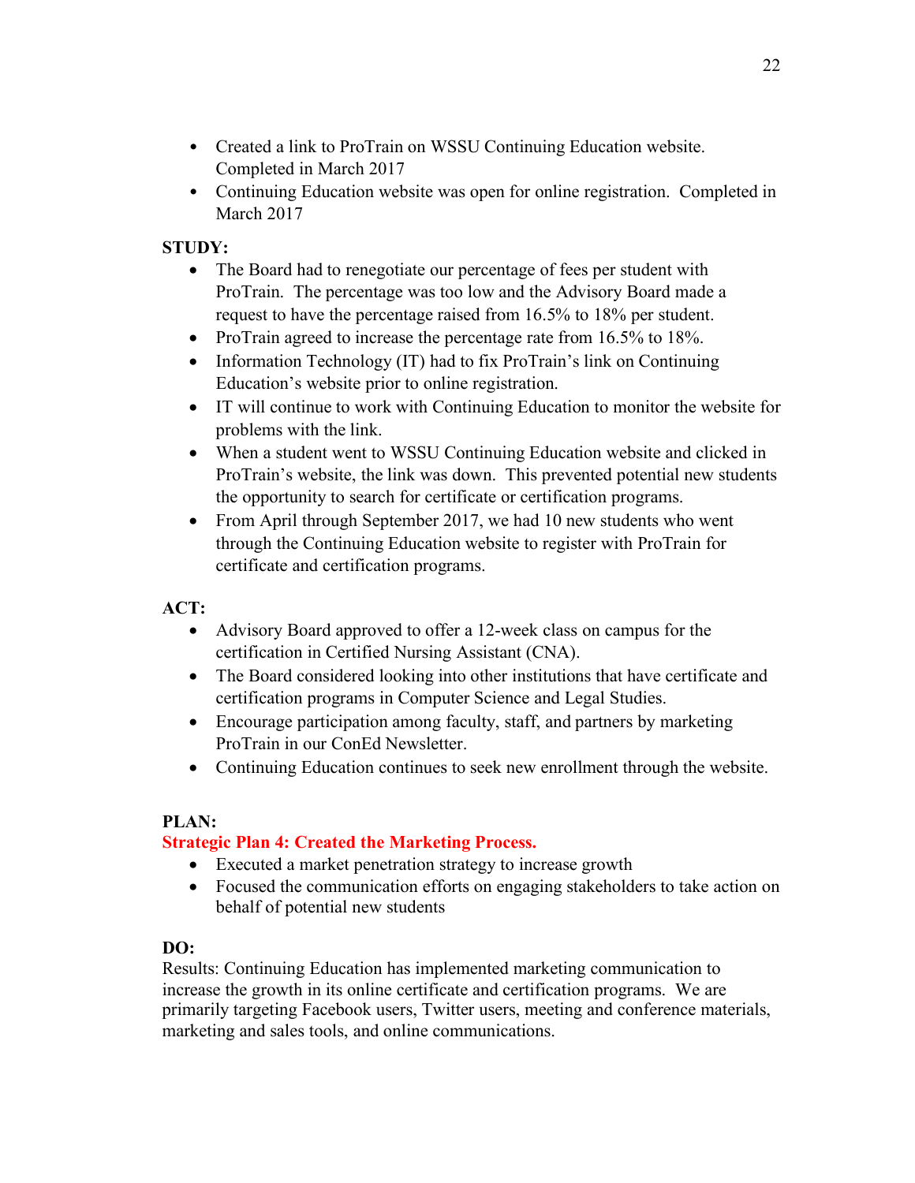- Created a link to ProTrain on WSSU Continuing Education website. Completed in March 2017
- Continuing Education website was open for online registration. Completed in March 2017

**STUDY:**

- The Board had to renegotiate our percentage of fees per student with ProTrain. The percentage was too low and the Advisory Board made a request to have the percentage raised from 16.5% to 18% per student.
- ProTrain agreed to increase the percentage rate from 16.5% to 18%.
- Information Technology (IT) had to fix ProTrain's link on Continuing Education's website prior to online registration.
- IT will continue to work with Continuing Education to monitor the website for problems with the link.
- When a student went to WSSU Continuing Education website and clicked in ProTrain's website, the link was down. This prevented potential new students the opportunity to search for certificate or certification programs.
- From April through September 2017, we had 10 new students who went through the Continuing Education website to register with ProTrain for certificate and certification programs.

**ACT:**

- Advisory Board approved to offer a 12-week class on campus for the certification in Certified Nursing Assistant (CNA).
- The Board considered looking into other institutions that have certificate and certification programs in Computer Science and Legal Studies.
- Encourage participation among faculty, staff, and partners by marketing ProTrain in our ConEd Newsletter.
- Continuing Education continues to seek new enrollment through the website.

**PLAN:**

**Strategic Plan 4: Created the Marketing Process.**

- Executed a market penetration strategy to increase growth
- Focused the communication efforts on engaging stakeholders to take action on behalf of potential new students

**DO:**

Results: Continuing Education has implemented marketing communication to increase the growth in its online certificate and certification programs. We are primarily targeting Facebook users, Twitter users, meeting and conference materials, marketing and sales tools, and online communications.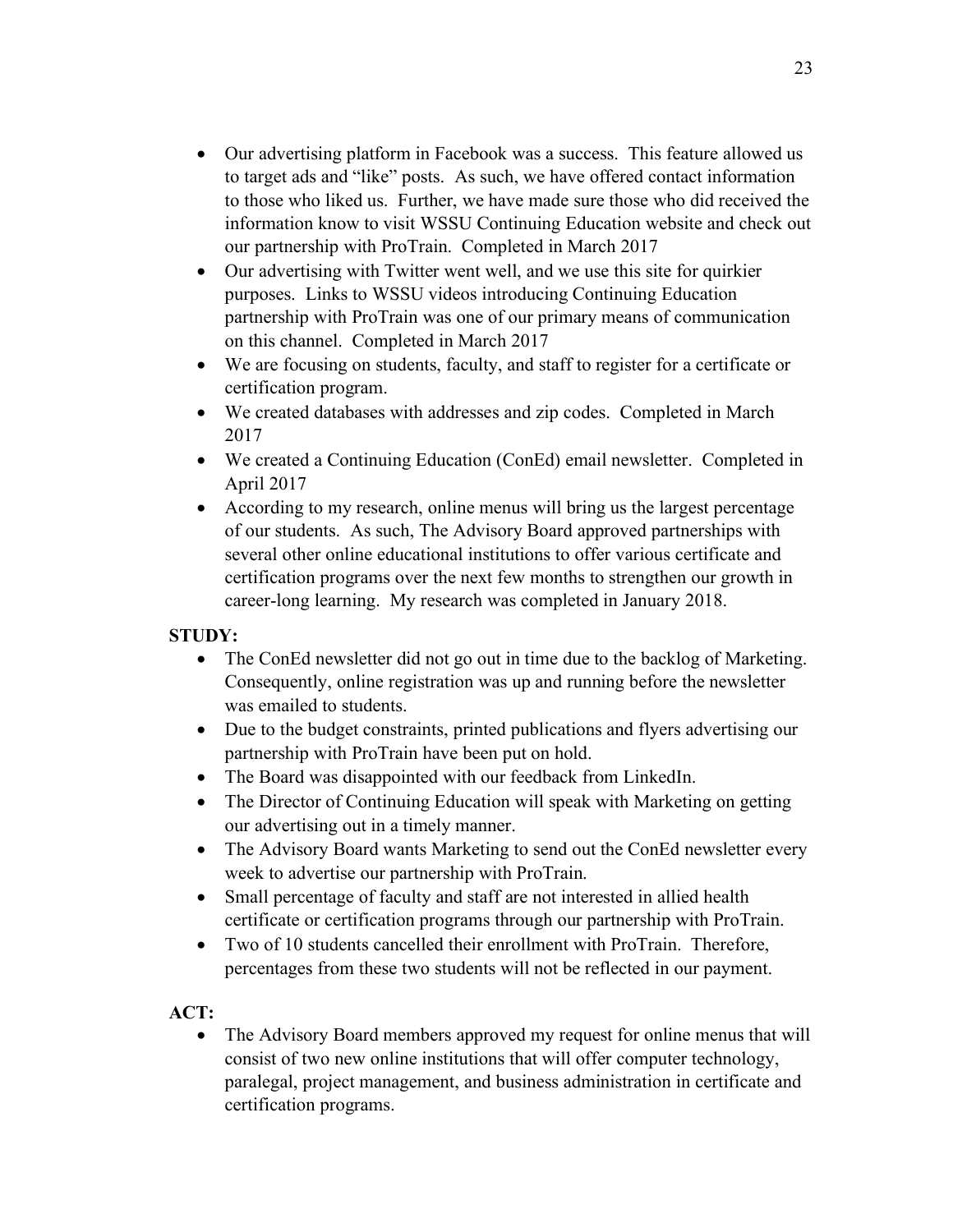- Our advertising platform in Facebook was a success. This feature allowed us to target ads and "like" posts. As such, we have offered contact information to those who liked us. Further, we have made sure those who did received the information know to visit WSSU Continuing Education website and check out our partnership with ProTrain. Completed in March 2017
- Our advertising with Twitter went well, and we use this site for quirkier purposes. Links to WSSU videos introducing Continuing Education partnership with ProTrain was one of our primary means of communication on this channel. Completed in March 2017
- We are focusing on students, faculty, and staff to register for a certificate or certification program.
- We created databases with addresses and zip codes. Completed in March 2017
- We created a Continuing Education (ConEd) email newsletter. Completed in April 2017
- According to my research, online menus will bring us the largest percentage of our students. As such, The Advisory Board approved partnerships with several other online educational institutions to offer various certificate and certification programs over the next few months to strengthen our growth in career-long learning. My research was completed in January 2018.

**STUDY:**

- The ConEd newsletter did not go out in time due to the backlog of Marketing. Consequently, online registration was up and running before the newsletter was emailed to students.
- Due to the budget constraints, printed publications and flyers advertising our partnership with ProTrain have been put on hold.
- The Board was disappointed with our feedback from LinkedIn.
- The Director of Continuing Education will speak with Marketing on getting our advertising out in a timely manner.
- The Advisory Board wants Marketing to send out the ConEd newsletter every week to advertise our partnership with ProTrain.
- Small percentage of faculty and staff are not interested in allied health certificate or certification programs through our partnership with ProTrain.
- Two of 10 students cancelled their enrollment with ProTrain. Therefore, percentages from these two students will not be reflected in our payment.

**ACT:**

- The Advisory Board members approved my request for online menus that will consist of two new online institutions that will offer computer technology, paralegal, project management, and business administration in certificate and certification programs.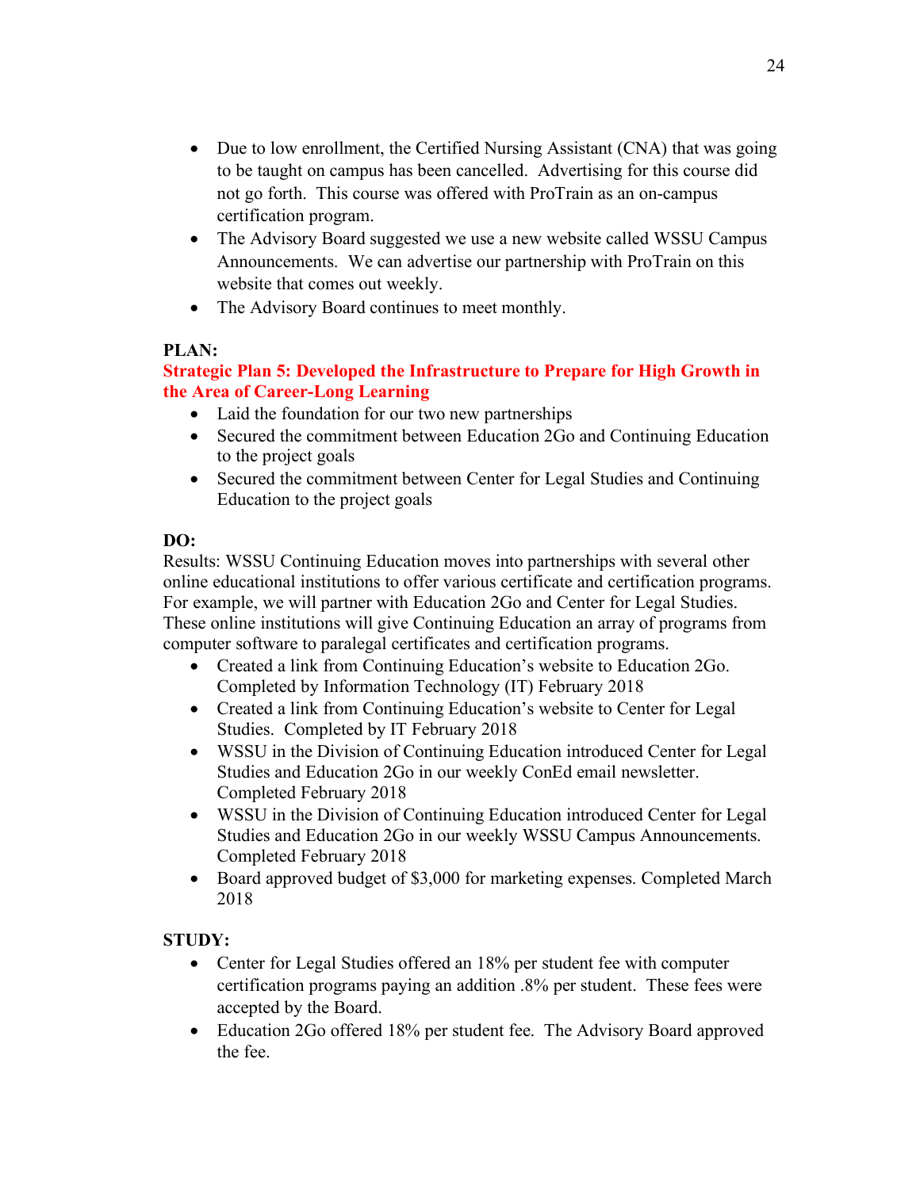- Due to low enrollment, the Certified Nursing Assistant (CNA) that was going to be taught on campus has been cancelled. Advertising for this course did not go forth. This course was offered with ProTrain as an on-campus certification program.
- The Advisory Board suggested we use a new website called WSSU Campus Announcements. We can advertise our partnership with ProTrain on this website that comes out weekly.
- The Advisory Board continues to meet monthly.

**PLAN:**

**Strategic Plan 5: Developed the Infrastructure to Prepare for High Growth in the Area of Career-Long Learning**

- Laid the foundation for our two new partnerships
- Secured the commitment between Education 2Go and Continuing Education to the project goals
- Secured the commitment between Center for Legal Studies and Continuing Education to the project goals

**DO:**

Results: WSSU Continuing Education moves into partnerships with several other online educational institutions to offer various certificate and certification programs. For example, we will partner with Education 2Go and Center for Legal Studies. These online institutions will give Continuing Education an array of programs from computer software to paralegal certificates and certification programs.

- Created a link from Continuing Education's website to Education 2Go. Completed by Information Technology (IT) February 2018
- Created a link from Continuing Education's website to Center for Legal Studies. Completed by IT February 2018
- WSSU in the Division of Continuing Education introduced Center for Legal Studies and Education 2Go in our weekly ConEd email newsletter. Completed February 2018
- WSSU in the Division of Continuing Education introduced Center for Legal Studies and Education 2Go in our weekly WSSU Campus Announcements. Completed February 2018
- Board approved budget of $3,000 for marketing expenses. Completed March 2018

**STUDY:**

- Center for Legal Studies offered an 18% per student fee with computer certification programs paying an addition .8% per student. These fees were accepted by the Board.
- Education 2Go offered 18% per student fee. The Advisory Board approved the fee.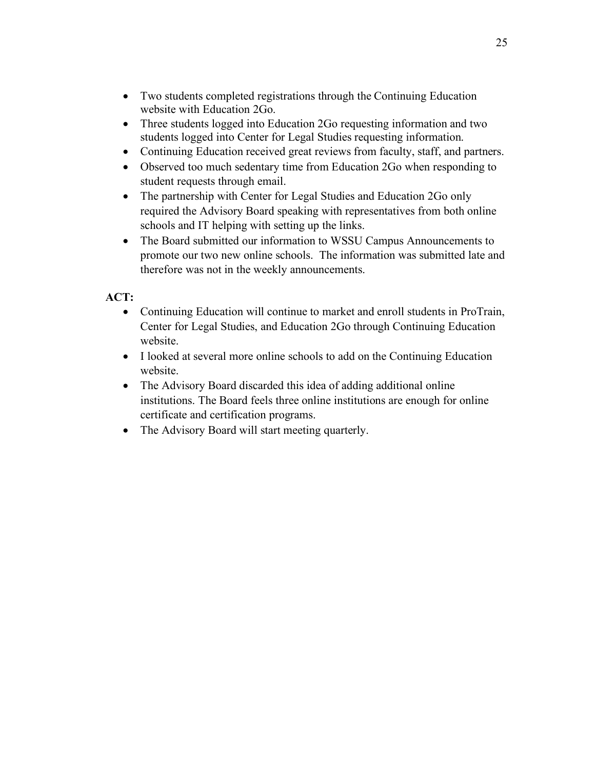- Two students completed registrations through the Continuing Education website with Education 2Go.
- Three students logged into Education 2Go requesting information and two students logged into Center for Legal Studies requesting information.
- Continuing Education received great reviews from faculty, staff, and partners.
- Observed too much sedentary time from Education 2Go when responding to student requests through email.
- The partnership with Center for Legal Studies and Education 2Go only required the Advisory Board speaking with representatives from both online schools and IT helping with setting up the links.
- The Board submitted our information to WSSU Campus Announcements to promote our two new online schools. The information was submitted late and therefore was not in the weekly announcements.

**ACT:**

- Continuing Education will continue to market and enroll students in ProTrain, Center for Legal Studies, and Education 2Go through Continuing Education website.
- I looked at several more online schools to add on the Continuing Education website.
- The Advisory Board discarded this idea of adding additional online institutions. The Board feels three online institutions are enough for online certificate and certification programs.
- The Advisory Board will start meeting quarterly.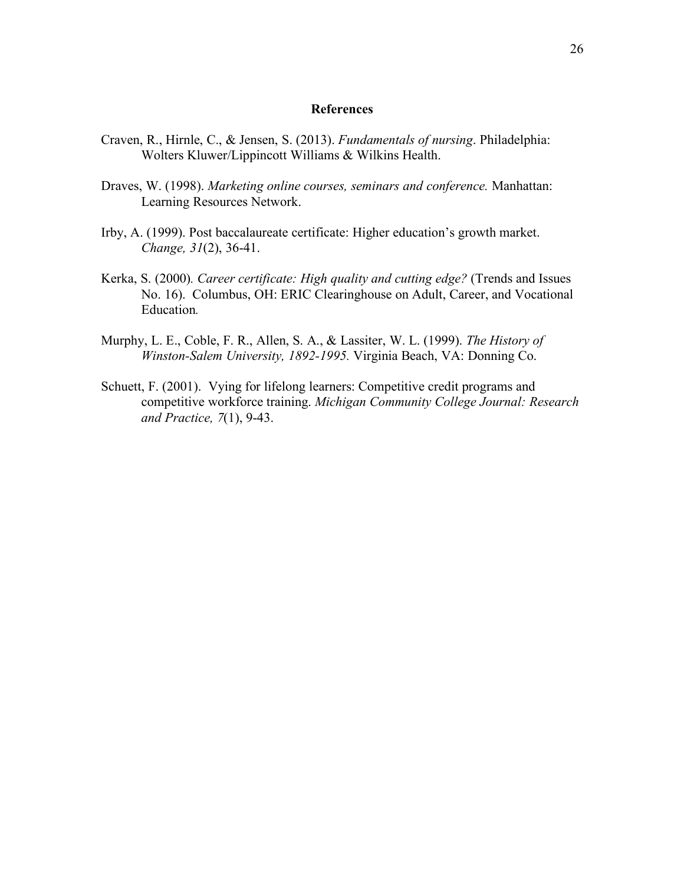## References

Craven, R., Hirnle, C., & Jensen, S. (2013). *Fundamentals of nursing*. Philadelphia: Wolters Kluwer/Lippincott Williams & Wilkins Health.

Draves, W. (1998). *Marketing online courses, seminars and conference.* Manhattan: Learning Resources Network.

Irby, A. (1999). Post baccalaureate certificate: Higher education's growth market. *Change, 31*(2), 36-41.

Kerka, S. (2000). *Career certificate: High quality and cutting edge?* (Trends and Issues No. 16). Columbus, OH: ERIC Clearinghouse on Adult, Career, and Vocational Education.

Murphy, L. E., Coble, F. R., Allen, S. A., & Lassiter, W. L. (1999). *The History of Winston-Salem University, 1892-1995.* Virginia Beach, VA: Donning Co.

Schuett, F. (2001). Vying for lifelong learners: Competitive credit programs and competitive workforce training. *Michigan Community College Journal: Research and Practice, 7*(1), 9-43.